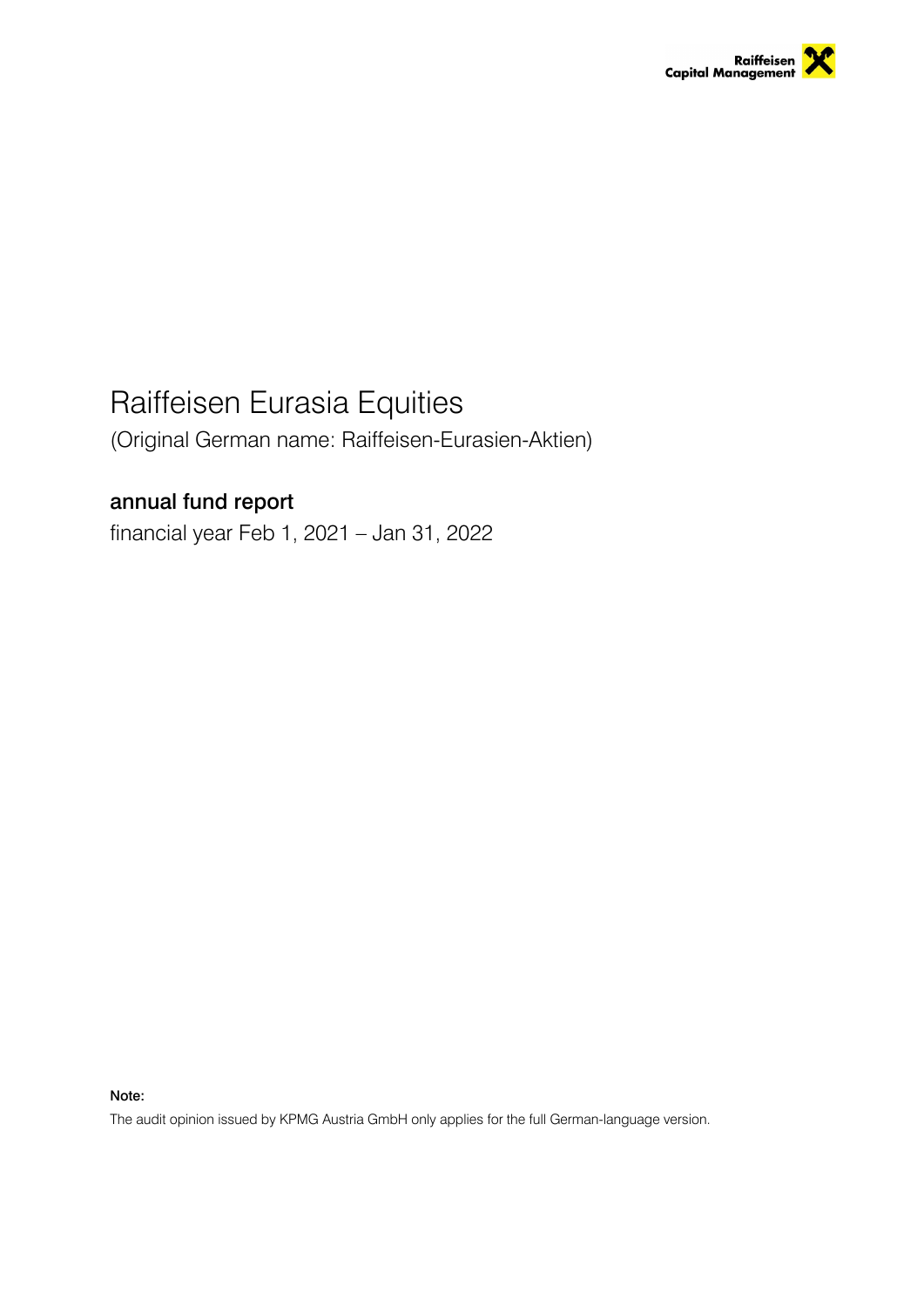Raiffeisen
Capital Management

# Raiffeisen Eurasia Equities

(Original German name: Raiffeisen-Eurasien-Aktien)

## annual fund report

financial year Feb 1, 2021 – Jan 31, 2022

**Note:**

The audit opinion issued by KPMG Austria GmbH only applies for the full German-language version.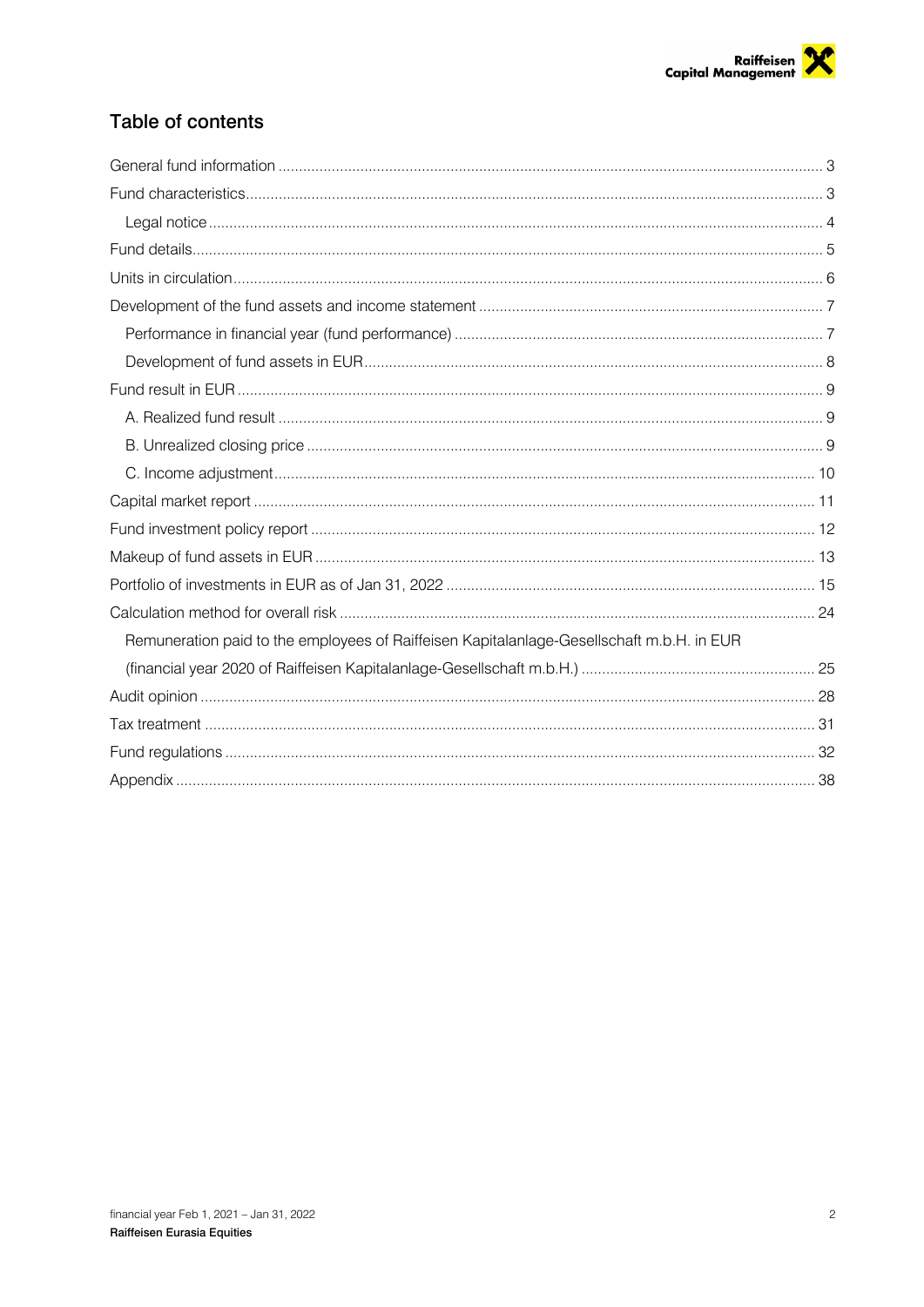## Table of contents

- General fund information ..... 3
- Fund characteristics ..... 3
  - Legal notice ..... 4
- Fund details ..... 5
- Units in circulation ..... 6
- Development of the fund assets and income statement ..... 7
  - Performance in financial year (fund performance) ..... 7
  - Development of fund assets in EUR ..... 8
- Fund result in EUR ..... 9
  - A. Realized fund result ..... 9
  - B. Unrealized closing price ..... 9
  - C. Income adjustment ..... 10
- Capital market report ..... 11
- Fund investment policy report ..... 12
- Makeup of fund assets in EUR ..... 13
- Portfolio of investments in EUR as of Jan 31, 2022 ..... 15
- Calculation method for overall risk ..... 24
  - Remuneration paid to the employees of Raiffeisen Kapitalanlage-Gesellschaft m.b.H. in EUR (financial year 2020 of Raiffeisen Kapitalanlage-Gesellschaft m.b.H.) ..... 25
- Audit opinion ..... 28
- Tax treatment ..... 31
- Fund regulations ..... 32
- Appendix ..... 38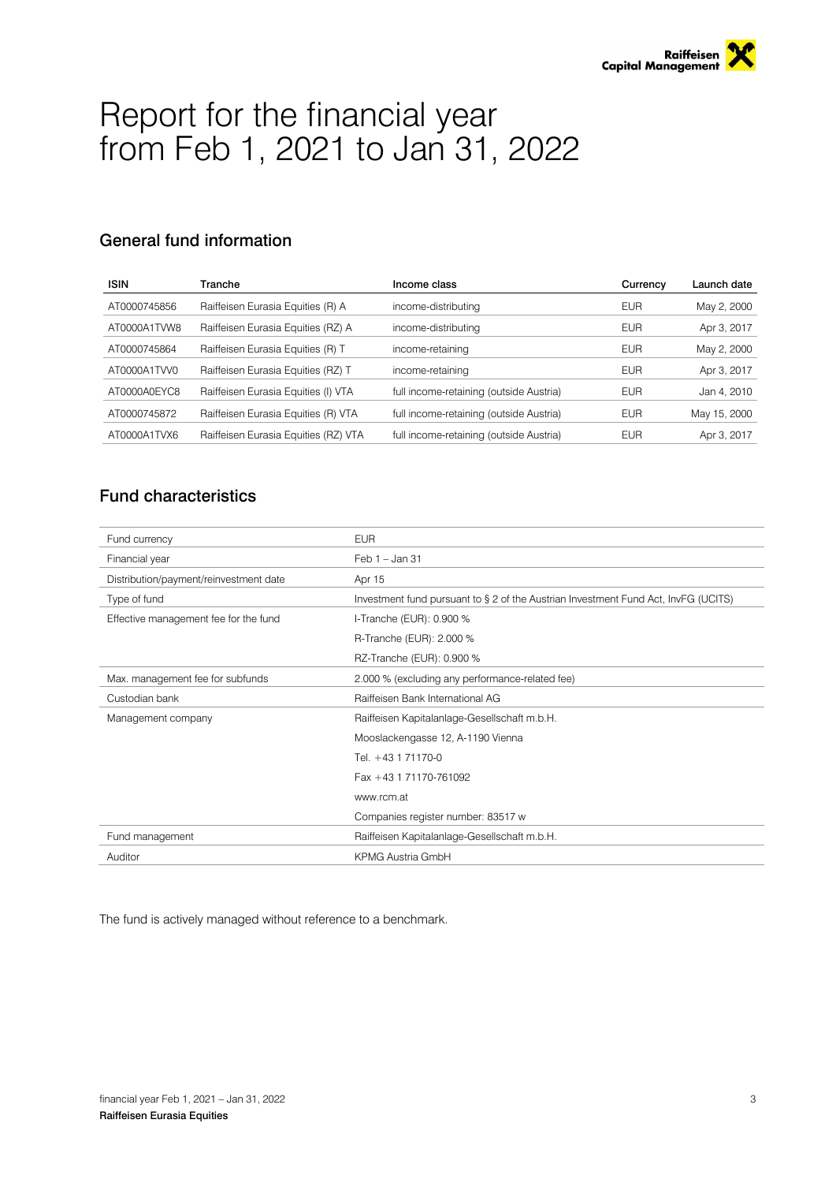# Report for the financial year from Feb 1, 2021 to Jan 31, 2022

## General fund information

| ISIN | Tranche | Income class | Currency | Launch date |
|---|---|---|---|---|
| AT0000745856 | Raiffeisen Eurasia Equities (R) A | income-distributing | EUR | May 2, 2000 |
| AT0000A1TVW8 | Raiffeisen Eurasia Equities (RZ) A | income-distributing | EUR | Apr 3, 2017 |
| AT0000745864 | Raiffeisen Eurasia Equities (R) T | income-retaining | EUR | May 2, 2000 |
| AT0000A1TVV0 | Raiffeisen Eurasia Equities (RZ) T | income-retaining | EUR | Apr 3, 2017 |
| AT0000A0EYC8 | Raiffeisen Eurasia Equities (I) VTA | full income-retaining (outside Austria) | EUR | Jan 4, 2010 |
| AT0000745872 | Raiffeisen Eurasia Equities (R) VTA | full income-retaining (outside Austria) | EUR | May 15, 2000 |
| AT0000A1TVX6 | Raiffeisen Eurasia Equities (RZ) VTA | full income-retaining (outside Austria) | EUR | Apr 3, 2017 |

## Fund characteristics

| | |
|---|---|
| Fund currency | EUR |
| Financial year | Feb 1 – Jan 31 |
| Distribution/payment/reinvestment date | Apr 15 |
| Type of fund | Investment fund pursuant to § 2 of the Austrian Investment Fund Act, InvFG (UCITS) |
| Effective management fee for the fund | I-Tranche (EUR): 0.900 % |
| | R-Tranche (EUR): 2.000 % |
| | RZ-Tranche (EUR): 0.900 % |
| Max. management fee for subfunds | 2.000 % (excluding any performance-related fee) |
| Custodian bank | Raiffeisen Bank International AG |
| Management company | Raiffeisen Kapitalanlage-Gesellschaft m.b.H. |
| | Mooslackengasse 12, A-1190 Vienna |
| | Tel. +43 1 71170-0 |
| | Fax +43 1 71170-761092 |
| | www.rcm.at |
| | Companies register number: 83517 w |
| Fund management | Raiffeisen Kapitalanlage-Gesellschaft m.b.H. |
| Auditor | KPMG Austria GmbH |

The fund is actively managed without reference to a benchmark.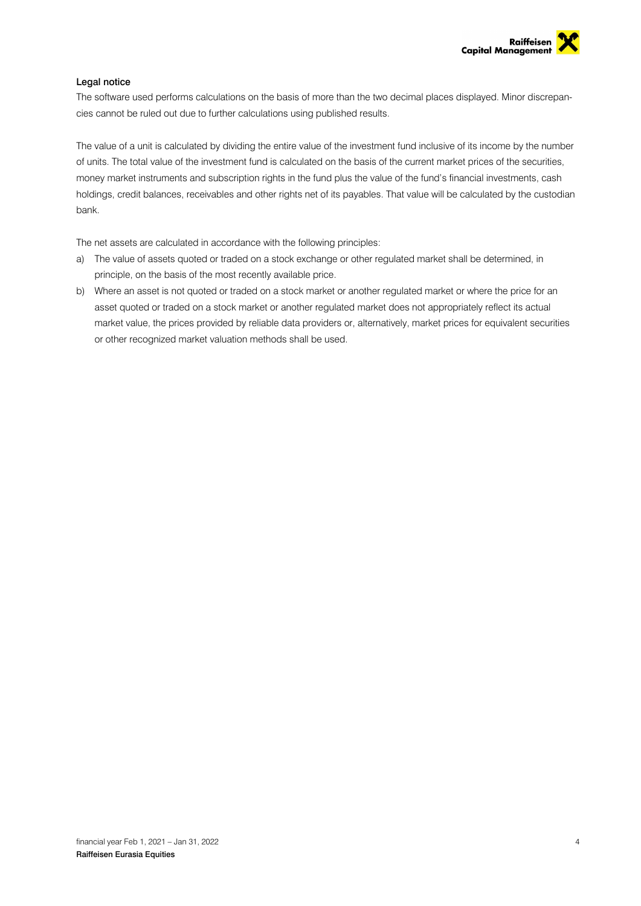### Legal notice

The software used performs calculations on the basis of more than the two decimal places displayed. Minor discrepancies cannot be ruled out due to further calculations using published results.

The value of a unit is calculated by dividing the entire value of the investment fund inclusive of its income by the number of units. The total value of the investment fund is calculated on the basis of the current market prices of the securities, money market instruments and subscription rights in the fund plus the value of the fund's financial investments, cash holdings, credit balances, receivables and other rights net of its payables. That value will be calculated by the custodian bank.

The net assets are calculated in accordance with the following principles:

a) The value of assets quoted or traded on a stock exchange or other regulated market shall be determined, in principle, on the basis of the most recently available price.

b) Where an asset is not quoted or traded on a stock market or another regulated market or where the price for an asset quoted or traded on a stock market or another regulated market does not appropriately reflect its actual market value, the prices provided by reliable data providers or, alternatively, market prices for equivalent securities or other recognized market valuation methods shall be used.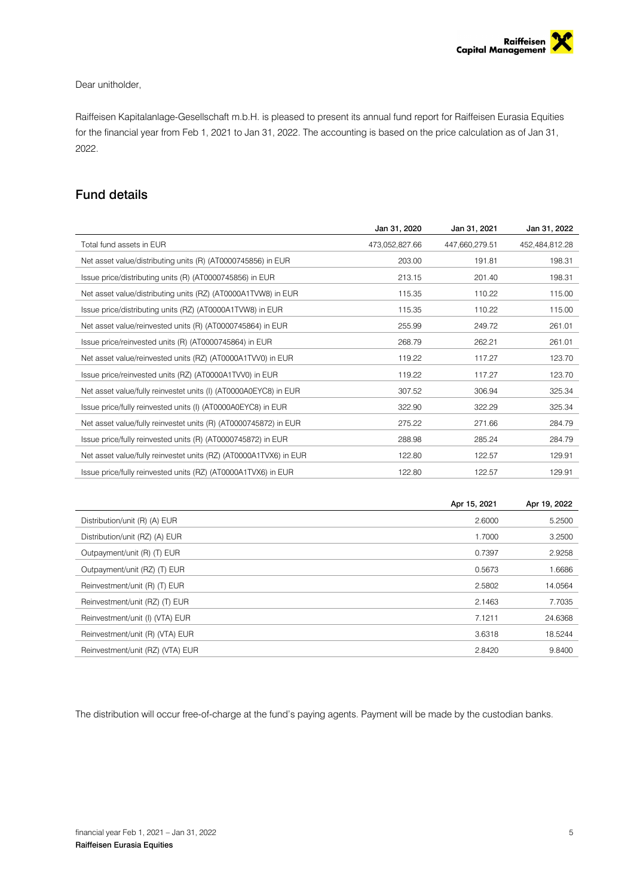Dear unitholder,

Raiffeisen Kapitalanlage-Gesellschaft m.b.H. is pleased to present its annual fund report for Raiffeisen Eurasia Equities for the financial year from Feb 1, 2021 to Jan 31, 2022. The accounting is based on the price calculation as of Jan 31, 2022.

## Fund details

| | Jan 31, 2020 | Jan 31, 2021 | Jan 31, 2022 |
|---|---|---|---|
| Total fund assets in EUR | 473,052,827.66 | 447,660,279.51 | 452,484,812.28 |
| Net asset value/distributing units (R) (AT0000745856) in EUR | 203.00 | 191.81 | 198.31 |
| Issue price/distributing units (R) (AT0000745856) in EUR | 213.15 | 201.40 | 198.31 |
| Net asset value/distributing units (RZ) (AT0000A1TVW8) in EUR | 115.35 | 110.22 | 115.00 |
| Issue price/distributing units (RZ) (AT0000A1TVW8) in EUR | 115.35 | 110.22 | 115.00 |
| Net asset value/reinvested units (R) (AT0000745864) in EUR | 255.99 | 249.72 | 261.01 |
| Issue price/reinvested units (R) (AT0000745864) in EUR | 268.79 | 262.21 | 261.01 |
| Net asset value/reinvested units (RZ) (AT0000A1TVV0) in EUR | 119.22 | 117.27 | 123.70 |
| Issue price/reinvested units (RZ) (AT0000A1TVV0) in EUR | 119.22 | 117.27 | 123.70 |
| Net asset value/fully reinvestet units (I) (AT0000A0EYC8) in EUR | 307.52 | 306.94 | 325.34 |
| Issue price/fully reinvested units (I) (AT0000A0EYC8) in EUR | 322.90 | 322.29 | 325.34 |
| Net asset value/fully reinvestet units (R) (AT0000745872) in EUR | 275.22 | 271.66 | 284.79 |
| Issue price/fully reinvested units (R) (AT0000745872) in EUR | 288.98 | 285.24 | 284.79 |
| Net asset value/fully reinvestet units (RZ) (AT0000A1TVX6) in EUR | 122.80 | 122.57 | 129.91 |
| Issue price/fully reinvested units (RZ) (AT0000A1TVX6) in EUR | 122.80 | 122.57 | 129.91 |

| | Apr 15, 2021 | Apr 19, 2022 |
|---|---|---|
| Distribution/unit (R) (A) EUR | 2.6000 | 5.2500 |
| Distribution/unit (RZ) (A) EUR | 1.7000 | 3.2500 |
| Outpayment/unit (R) (T) EUR | 0.7397 | 2.9258 |
| Outpayment/unit (RZ) (T) EUR | 0.5673 | 1.6686 |
| Reinvestment/unit (R) (T) EUR | 2.5802 | 14.0564 |
| Reinvestment/unit (RZ) (T) EUR | 2.1463 | 7.7035 |
| Reinvestment/unit (I) (VTA) EUR | 7.1211 | 24.6368 |
| Reinvestment/unit (R) (VTA) EUR | 3.6318 | 18.5244 |
| Reinvestment/unit (RZ) (VTA) EUR | 2.8420 | 9.8400 |

The distribution will occur free-of-charge at the fund's paying agents. Payment will be made by the custodian banks.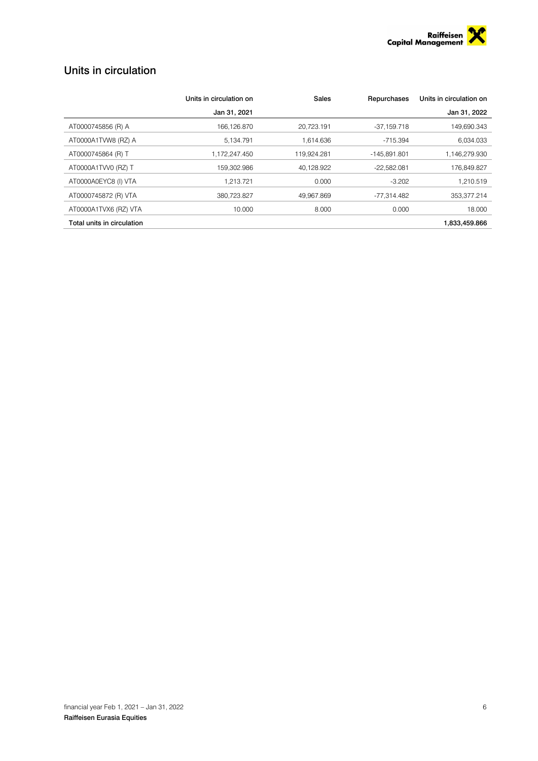## Units in circulation

| | Units in circulation on Jan 31, 2021 | Sales | Repurchases | Units in circulation on Jan 31, 2022 |
|---|---|---|---|---|
| AT0000745856 (R) A | 166,126.870 | 20,723.191 | -37,159.718 | 149,690.343 |
| AT0000A1TVW8 (RZ) A | 5,134.791 | 1,614.636 | -715.394 | 6,034.033 |
| AT0000745864 (R) T | 1,172,247.450 | 119,924.281 | -145,891.801 | 1,146,279.930 |
| AT0000A1TVV0 (RZ) T | 159,302.986 | 40,128.922 | -22,582.081 | 176,849.827 |
| AT0000A0EYC8 (I) VTA | 1,213.721 | 0.000 | -3.202 | 1,210.519 |
| AT0000745872 (R) VTA | 380,723.827 | 49,967.869 | -77,314.482 | 353,377.214 |
| AT0000A1TVX6 (RZ) VTA | 10.000 | 8.000 | 0.000 | 18.000 |
| **Total units in circulation** | | | | **1,833,459.866** |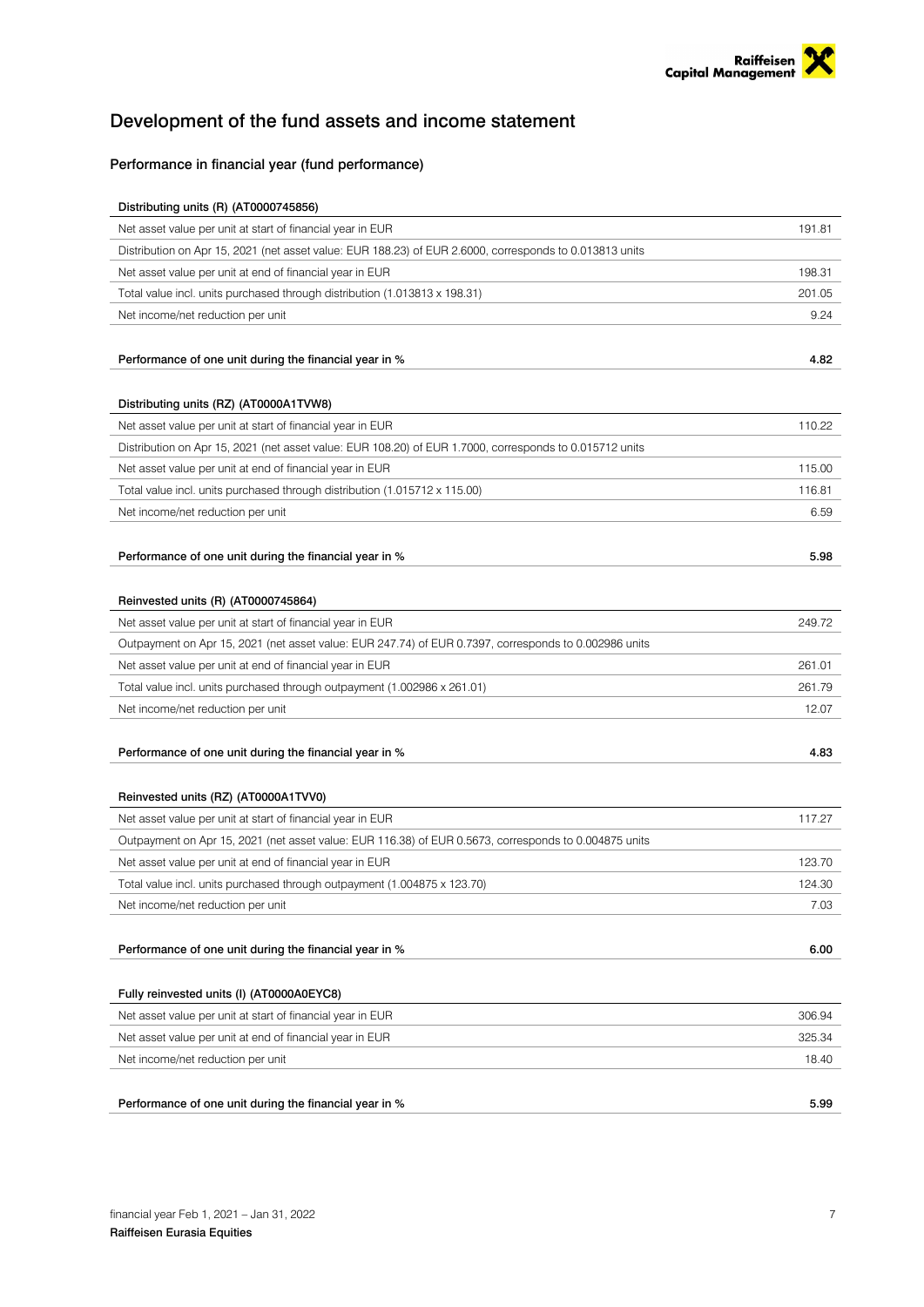# Development of the fund assets and income statement

## Performance in financial year (fund performance)

| Distributing units (R) (AT0000745856) | |
|---|---|
| Net asset value per unit at start of financial year in EUR | 191.81 |
| Distribution on Apr 15, 2021 (net asset value: EUR 188.23) of EUR 2.6000, corresponds to 0.013813 units | |
| Net asset value per unit at end of financial year in EUR | 198.31 |
| Total value incl. units purchased through distribution (1.013813 x 198.31) | 201.05 |
| Net income/net reduction per unit | 9.24 |
| **Performance of one unit during the financial year in %** | **4.82** |

| Distributing units (RZ) (AT0000A1TVW8) | |
|---|---|
| Net asset value per unit at start of financial year in EUR | 110.22 |
| Distribution on Apr 15, 2021 (net asset value: EUR 108.20) of EUR 1.7000, corresponds to 0.015712 units | |
| Net asset value per unit at end of financial year in EUR | 115.00 |
| Total value incl. units purchased through distribution (1.015712 x 115.00) | 116.81 |
| Net income/net reduction per unit | 6.59 |
| **Performance of one unit during the financial year in %** | **5.98** |

| Reinvested units (R) (AT0000745864) | |
|---|---|
| Net asset value per unit at start of financial year in EUR | 249.72 |
| Outpayment on Apr 15, 2021 (net asset value: EUR 247.74) of EUR 0.7397, corresponds to 0.002986 units | |
| Net asset value per unit at end of financial year in EUR | 261.01 |
| Total value incl. units purchased through outpayment (1.002986 x 261.01) | 261.79 |
| Net income/net reduction per unit | 12.07 |
| **Performance of one unit during the financial year in %** | **4.83** |

| Reinvested units (RZ) (AT0000A1TVV0) | |
|---|---|
| Net asset value per unit at start of financial year in EUR | 117.27 |
| Outpayment on Apr 15, 2021 (net asset value: EUR 116.38) of EUR 0.5673, corresponds to 0.004875 units | |
| Net asset value per unit at end of financial year in EUR | 123.70 |
| Total value incl. units purchased through outpayment (1.004875 x 123.70) | 124.30 |
| Net income/net reduction per unit | 7.03 |
| **Performance of one unit during the financial year in %** | **6.00** |

| Fully reinvested units (I) (AT0000A0EYC8) | |
|---|---|
| Net asset value per unit at start of financial year in EUR | 306.94 |
| Net asset value per unit at end of financial year in EUR | 325.34 |
| Net income/net reduction per unit | 18.40 |
| **Performance of one unit during the financial year in %** | **5.99** |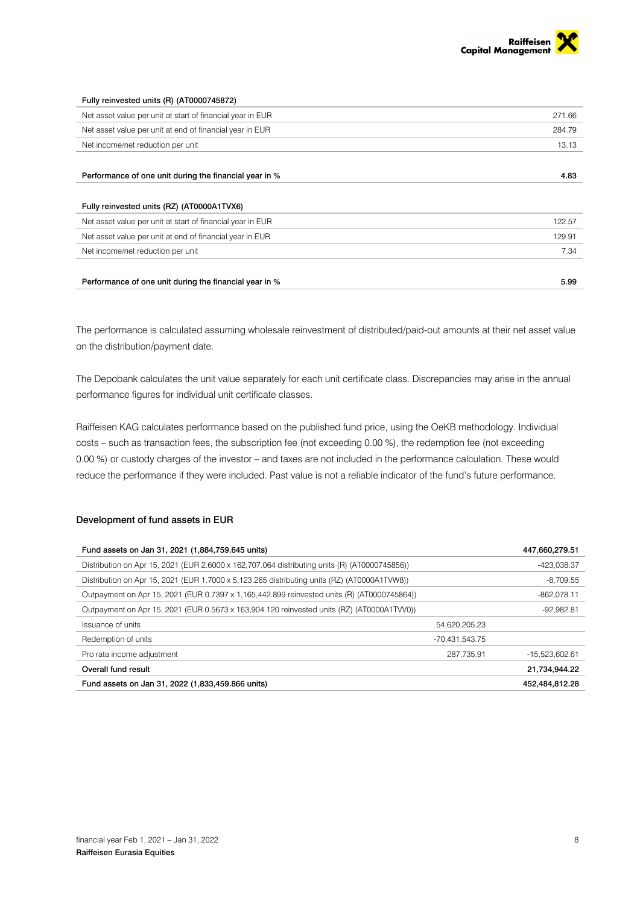| Fully reinvested units (R) (AT0000745872) | |
|---|---|
| Net asset value per unit at start of financial year in EUR | 271.66 |
| Net asset value per unit at end of financial year in EUR | 284.79 |
| Net income/net reduction per unit | 13.13 |
| **Performance of one unit during the financial year in %** | **4.83** |

| Fully reinvested units (RZ) (AT0000A1TVX6) | |
|---|---|
| Net asset value per unit at start of financial year in EUR | 122.57 |
| Net asset value per unit at end of financial year in EUR | 129.91 |
| Net income/net reduction per unit | 7.34 |
| **Performance of one unit during the financial year in %** | **5.99** |

The performance is calculated assuming wholesale reinvestment of distributed/paid-out amounts at their net asset value on the distribution/payment date.

The Depobank calculates the unit value separately for each unit certificate class. Discrepancies may arise in the annual performance figures for individual unit certificate classes.

Raiffeisen KAG calculates performance based on the published fund price, using the OeKB methodology. Individual costs – such as transaction fees, the subscription fee (not exceeding 0.00 %), the redemption fee (not exceeding 0.00 %) or custody charges of the investor – and taxes are not included in the performance calculation. These would reduce the performance if they were included. Past value is not a reliable indicator of the fund's future performance.

## Development of fund assets in EUR

| Fund assets on Jan 31, 2021 (1,884,759.645 units) | | 447,660,279.51 |
|---|---|---|
| Distribution on Apr 15, 2021 (EUR 2.6000 x 162,707.064 distributing units (R) (AT0000745856)) | | -423,038.37 |
| Distribution on Apr 15, 2021 (EUR 1.7000 x 5,123.265 distributing units (RZ) (AT0000A1TVW8)) | | -8,709.55 |
| Outpayment on Apr 15, 2021 (EUR 0.7397 x 1,165,442.899 reinvested units (R) (AT0000745864)) | | -862,078.11 |
| Outpayment on Apr 15, 2021 (EUR 0.5673 x 163,904.120 reinvested units (RZ) (AT0000A1TVV0)) | | -92,982.81 |
| Issuance of units | 54,620,205.23 | |
| Redemption of units | -70,431,543.75 | |
| Pro rata income adjustment | 287,735.91 | -15,523,602.61 |
| **Overall fund result** | | **21,734,944.22** |
| **Fund assets on Jan 31, 2022 (1,833,459.866 units)** | | **452,484,812.28** |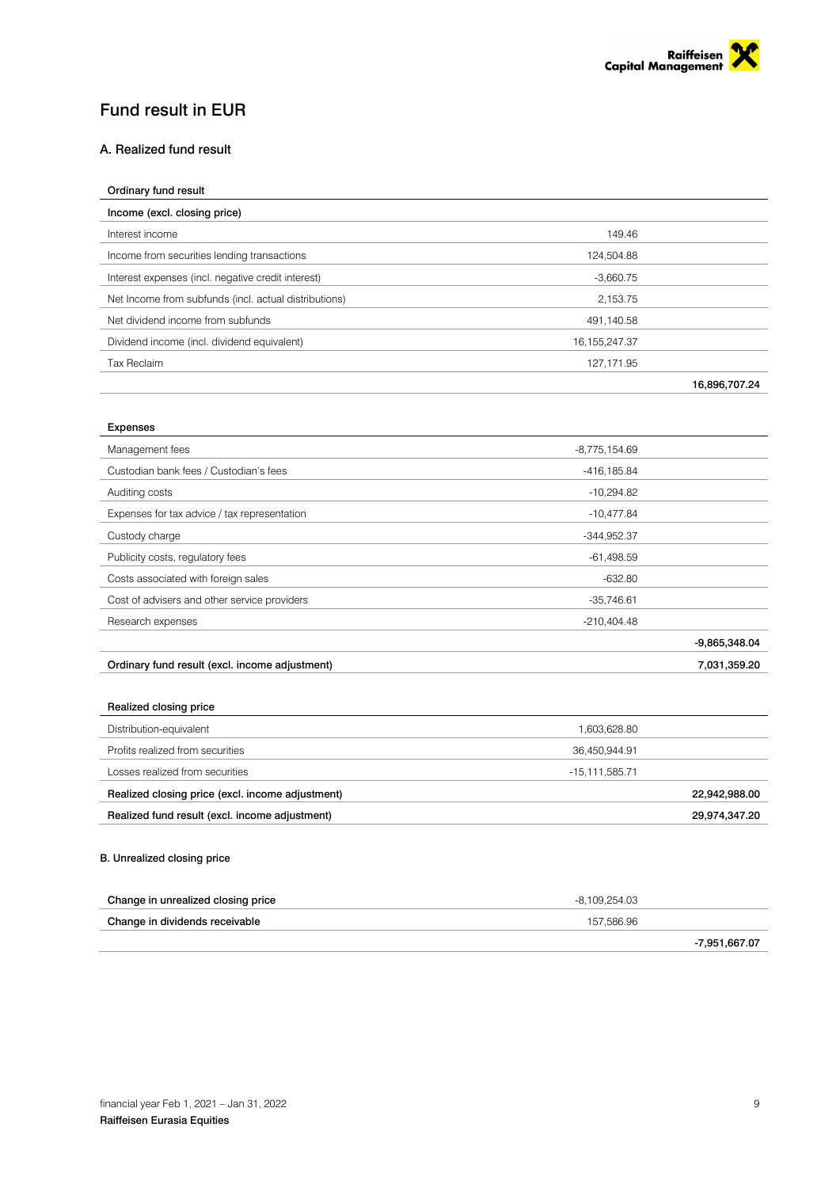# Fund result in EUR

## A. Realized fund result

| **Ordinary fund result** | | |
|---|---|---|
| **Income (excl. closing price)** | | |
| Interest income | 149.46 | |
| Income from securities lending transactions | 124,504.88 | |
| Interest expenses (incl. negative credit interest) | -3,660.75 | |
| Net Income from subfunds (incl. actual distributions) | 2,153.75 | |
| Net dividend income from subfunds | 491,140.58 | |
| Dividend income (incl. dividend equivalent) | 16,155,247.37 | |
| Tax Reclaim | 127,171.95 | |
| | | **16,896,707.24** |

| **Expenses** | | |
|---|---|---|
| Management fees | -8,775,154.69 | |
| Custodian bank fees / Custodian's fees | -416,185.84 | |
| Auditing costs | -10,294.82 | |
| Expenses for tax advice / tax representation | -10,477.84 | |
| Custody charge | -344,952.37 | |
| Publicity costs, regulatory fees | -61,498.59 | |
| Costs associated with foreign sales | -632.80 | |
| Cost of advisers and other service providers | -35,746.61 | |
| Research expenses | -210,404.48 | |
| | | **-9,865,348.04** |
| **Ordinary fund result (excl. income adjustment)** | | **7,031,359.20** |

| **Realized closing price** | | |
|---|---|---|
| Distribution-equivalent | 1,603,628.80 | |
| Profits realized from securities | 36,450,944.91 | |
| Losses realized from securities | -15,111,585.71 | |
| **Realized closing price (excl. income adjustment)** | | **22,942,988.00** |
| **Realized fund result (excl. income adjustment)** | | **29,974,347.20** |

## B. Unrealized closing price

| | | |
|---|---|---|
| **Change in unrealized closing price** | -8,109,254.03 | |
| **Change in dividends receivable** | 157,586.96 | |
| | | **-7,951,667.07** |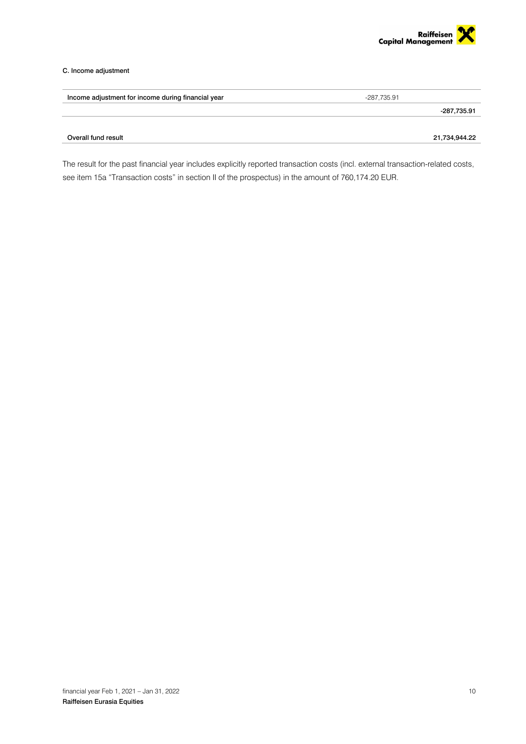C. Income adjustment

| | | |
|---|---|---|
| Income adjustment for income during financial year | -287,735.91 | |
| | | **-287,735.91** |
| | | |
| **Overall fund result** | | **21,734,944.22** |

The result for the past financial year includes explicitly reported transaction costs (incl. external transaction-related costs, see item 15a "Transaction costs" in section II of the prospectus) in the amount of 760,174.20 EUR.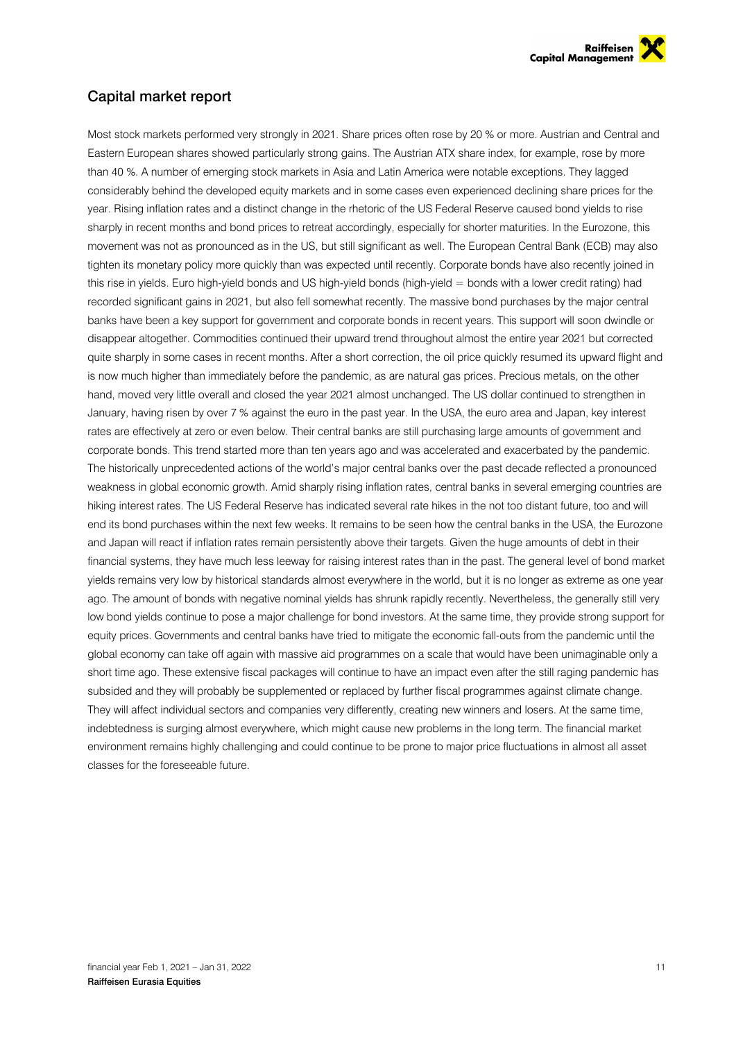## Capital market report

Most stock markets performed very strongly in 2021. Share prices often rose by 20 % or more. Austrian and Central and Eastern European shares showed particularly strong gains. The Austrian ATX share index, for example, rose by more than 40 %. A number of emerging stock markets in Asia and Latin America were notable exceptions. They lagged considerably behind the developed equity markets and in some cases even experienced declining share prices for the year. Rising inflation rates and a distinct change in the rhetoric of the US Federal Reserve caused bond yields to rise sharply in recent months and bond prices to retreat accordingly, especially for shorter maturities. In the Eurozone, this movement was not as pronounced as in the US, but still significant as well. The European Central Bank (ECB) may also tighten its monetary policy more quickly than was expected until recently. Corporate bonds have also recently joined in this rise in yields. Euro high-yield bonds and US high-yield bonds (high-yield = bonds with a lower credit rating) had recorded significant gains in 2021, but also fell somewhat recently. The massive bond purchases by the major central banks have been a key support for government and corporate bonds in recent years. This support will soon dwindle or disappear altogether. Commodities continued their upward trend throughout almost the entire year 2021 but corrected quite sharply in some cases in recent months. After a short correction, the oil price quickly resumed its upward flight and is now much higher than immediately before the pandemic, as are natural gas prices. Precious metals, on the other hand, moved very little overall and closed the year 2021 almost unchanged. The US dollar continued to strengthen in January, having risen by over 7 % against the euro in the past year. In the USA, the euro area and Japan, key interest rates are effectively at zero or even below. Their central banks are still purchasing large amounts of government and corporate bonds. This trend started more than ten years ago and was accelerated and exacerbated by the pandemic. The historically unprecedented actions of the world's major central banks over the past decade reflected a pronounced weakness in global economic growth. Amid sharply rising inflation rates, central banks in several emerging countries are hiking interest rates. The US Federal Reserve has indicated several rate hikes in the not too distant future, too and will end its bond purchases within the next few weeks. It remains to be seen how the central banks in the USA, the Eurozone and Japan will react if inflation rates remain persistently above their targets. Given the huge amounts of debt in their financial systems, they have much less leeway for raising interest rates than in the past. The general level of bond market yields remains very low by historical standards almost everywhere in the world, but it is no longer as extreme as one year ago. The amount of bonds with negative nominal yields has shrunk rapidly recently. Nevertheless, the generally still very low bond yields continue to pose a major challenge for bond investors. At the same time, they provide strong support for equity prices. Governments and central banks have tried to mitigate the economic fall-outs from the pandemic until the global economy can take off again with massive aid programmes on a scale that would have been unimaginable only a short time ago. These extensive fiscal packages will continue to have an impact even after the still raging pandemic has subsided and they will probably be supplemented or replaced by further fiscal programmes against climate change. They will affect individual sectors and companies very differently, creating new winners and losers. At the same time, indebtedness is surging almost everywhere, which might cause new problems in the long term. The financial market environment remains highly challenging and could continue to be prone to major price fluctuations in almost all asset classes for the foreseeable future.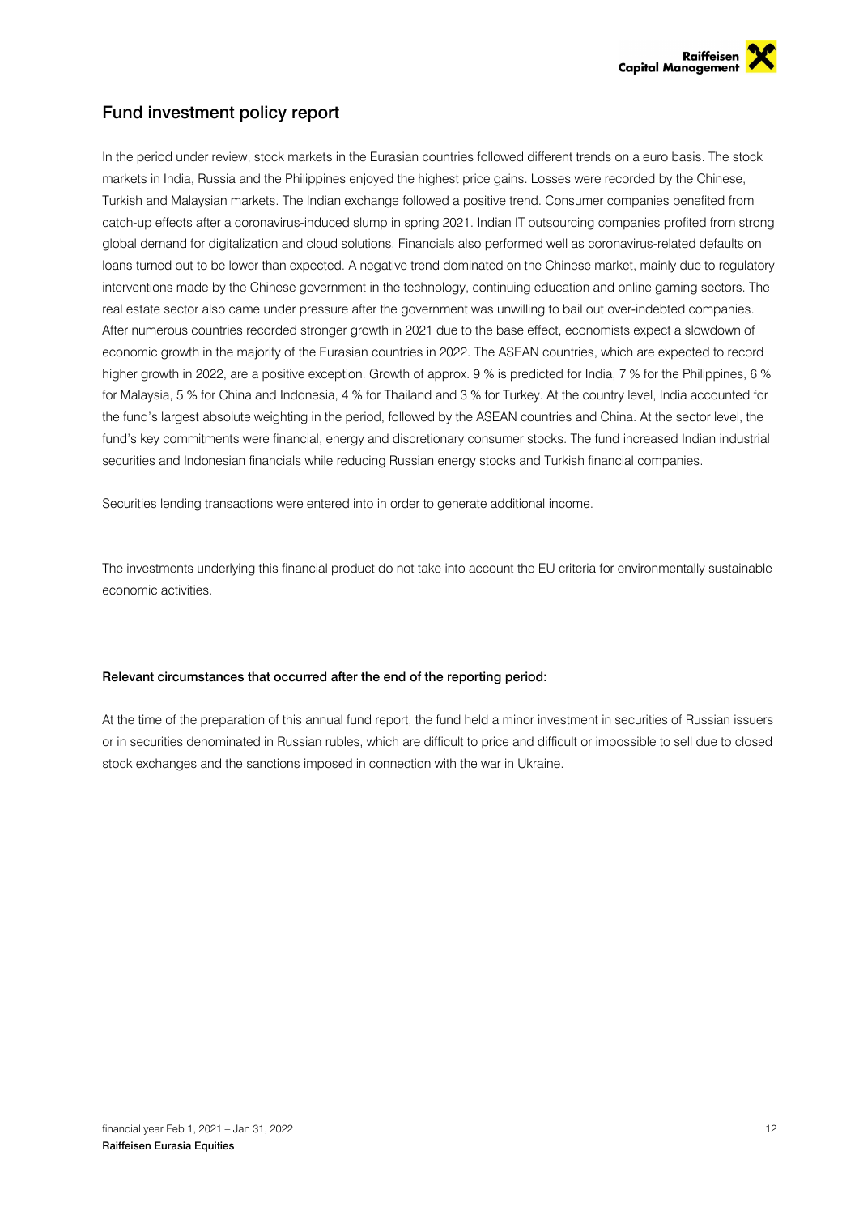## Fund investment policy report

In the period under review, stock markets in the Eurasian countries followed different trends on a euro basis. The stock markets in India, Russia and the Philippines enjoyed the highest price gains. Losses were recorded by the Chinese, Turkish and Malaysian markets. The Indian exchange followed a positive trend. Consumer companies benefited from catch-up effects after a coronavirus-induced slump in spring 2021. Indian IT outsourcing companies profited from strong global demand for digitalization and cloud solutions. Financials also performed well as coronavirus-related defaults on loans turned out to be lower than expected. A negative trend dominated on the Chinese market, mainly due to regulatory interventions made by the Chinese government in the technology, continuing education and online gaming sectors. The real estate sector also came under pressure after the government was unwilling to bail out over-indebted companies. After numerous countries recorded stronger growth in 2021 due to the base effect, economists expect a slowdown of economic growth in the majority of the Eurasian countries in 2022. The ASEAN countries, which are expected to record higher growth in 2022, are a positive exception. Growth of approx. 9 % is predicted for India, 7 % for the Philippines, 6 % for Malaysia, 5 % for China and Indonesia, 4 % for Thailand and 3 % for Turkey. At the country level, India accounted for the fund's largest absolute weighting in the period, followed by the ASEAN countries and China. At the sector level, the fund's key commitments were financial, energy and discretionary consumer stocks. The fund increased Indian industrial securities and Indonesian financials while reducing Russian energy stocks and Turkish financial companies.

Securities lending transactions were entered into in order to generate additional income.

The investments underlying this financial product do not take into account the EU criteria for environmentally sustainable economic activities.

**Relevant circumstances that occurred after the end of the reporting period:**

At the time of the preparation of this annual fund report, the fund held a minor investment in securities of Russian issuers or in securities denominated in Russian rubles, which are difficult to price and difficult or impossible to sell due to closed stock exchanges and the sanctions imposed in connection with the war in Ukraine.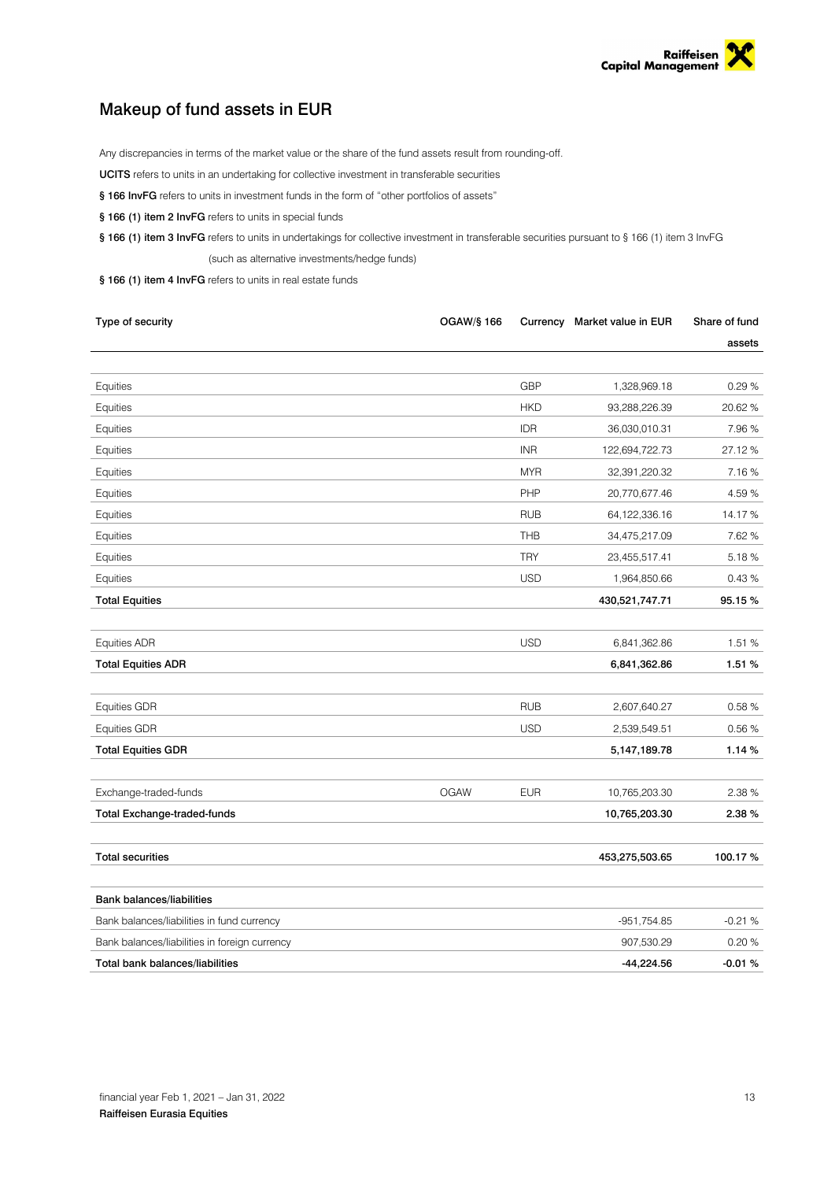## Makeup of fund assets in EUR

Any discrepancies in terms of the market value or the share of the fund assets result from rounding-off.

**UCITS** refers to units in an undertaking for collective investment in transferable securities

**§ 166 InvFG** refers to units in investment funds in the form of "other portfolios of assets"

**§ 166 (1) item 2 InvFG** refers to units in special funds

**§ 166 (1) item 3 InvFG** refers to units in undertakings for collective investment in transferable securities pursuant to § 166 (1) item 3 InvFG (such as alternative investments/hedge funds)

**§ 166 (1) item 4 InvFG** refers to units in real estate funds

| Type of security | OGAW/§ 166 | Currency | Market value in EUR | Share of fund assets |
|---|---|---|---|---|
| Equities | | GBP | 1,328,969.18 | 0.29 % |
| Equities | | HKD | 93,288,226.39 | 20.62 % |
| Equities | | IDR | 36,030,010.31 | 7.96 % |
| Equities | | INR | 122,694,722.73 | 27.12 % |
| Equities | | MYR | 32,391,220.32 | 7.16 % |
| Equities | | PHP | 20,770,677.46 | 4.59 % |
| Equities | | RUB | 64,122,336.16 | 14.17 % |
| Equities | | THB | 34,475,217.09 | 7.62 % |
| Equities | | TRY | 23,455,517.41 | 5.18 % |
| Equities | | USD | 1,964,850.66 | 0.43 % |
| **Total Equities** | | | **430,521,747.71** | **95.15 %** |
| Equities ADR | | USD | 6,841,362.86 | 1.51 % |
| **Total Equities ADR** | | | **6,841,362.86** | **1.51 %** |
| Equities GDR | | RUB | 2,607,640.27 | 0.58 % |
| Equities GDR | | USD | 2,539,549.51 | 0.56 % |
| **Total Equities GDR** | | | **5,147,189.78** | **1.14 %** |
| Exchange-traded-funds | OGAW | EUR | 10,765,203.30 | 2.38 % |
| **Total Exchange-traded-funds** | | | **10,765,203.30** | **2.38 %** |
| **Total securities** | | | **453,275,503.65** | **100.17 %** |
| **Bank balances/liabilities** | | | | |
| Bank balances/liabilities in fund currency | | | -951,754.85 | -0.21 % |
| Bank balances/liabilities in foreign currency | | | 907,530.29 | 0.20 % |
| **Total bank balances/liabilities** | | | **-44,224.56** | **-0.01 %** |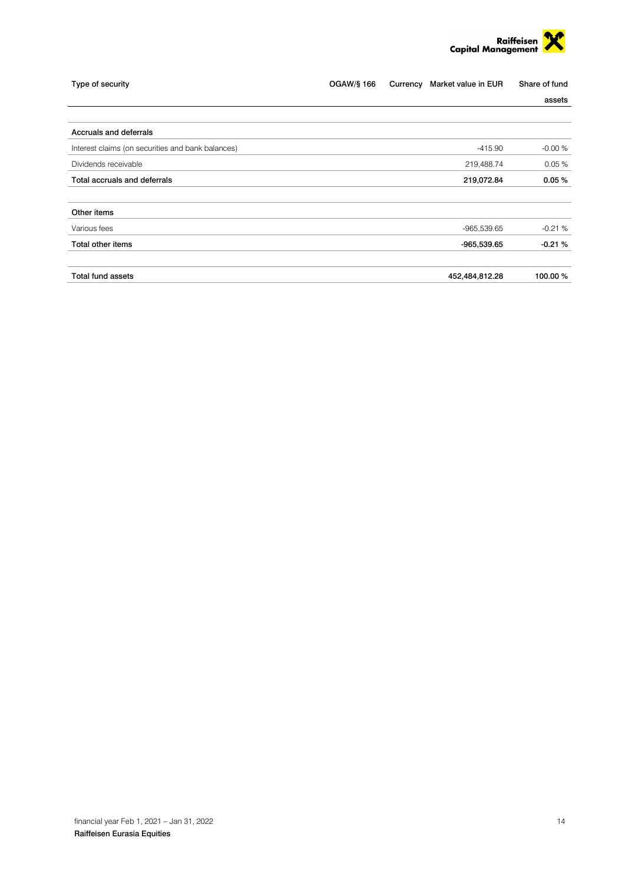| Type of security | OGAW/§ 166 | Currency | Market value in EUR | Share of fund assets |
|---|---|---|---|---|
| **Accruals and deferrals** | | | | |
| Interest claims (on securities and bank balances) | | | -415.90 | -0.00 % |
| Dividends receivable | | | 219,488.74 | 0.05 % |
| **Total accruals and deferrals** | | | **219,072.84** | **0.05 %** |
| **Other items** | | | | |
| Various fees | | | -965,539.65 | -0.21 % |
| **Total other items** | | | **-965,539.65** | **-0.21 %** |
| **Total fund assets** | | | **452,484,812.28** | **100.00 %** |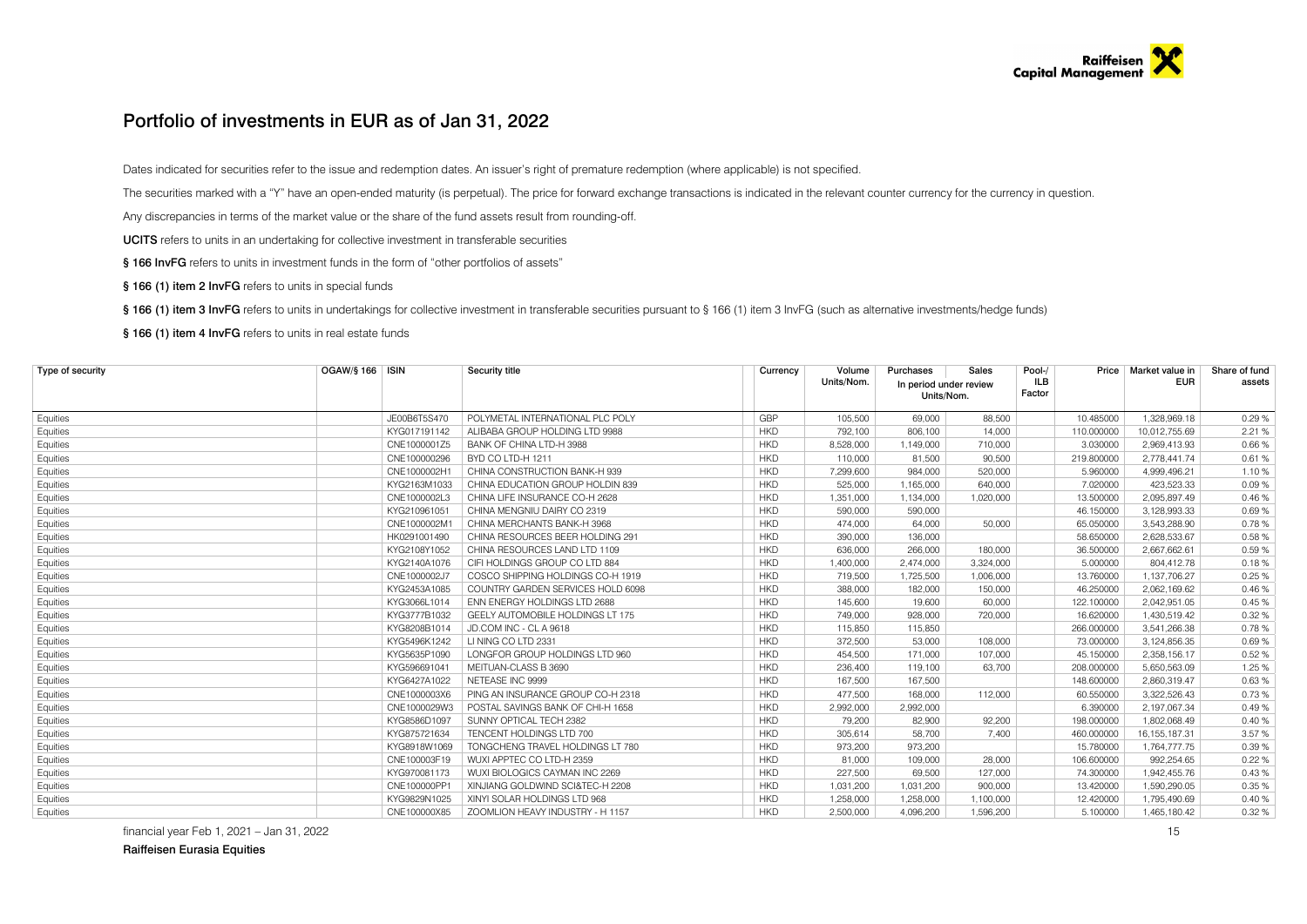## Portfolio of investments in EUR as of Jan 31, 2022

Dates indicated for securities refer to the issue and redemption dates. An issuer's right of premature redemption (where applicable) is not specified.

The securities marked with a "Y" have an open-ended maturity (is perpetual). The price for forward exchange transactions is indicated in the relevant counter currency for the currency in question.

Any discrepancies in terms of the market value or the share of the fund assets result from rounding-off.

**UCITS** refers to units in an undertaking for collective investment in transferable securities

**§ 166 InvFG** refers to units in investment funds in the form of "other portfolios of assets"

**§ 166 (1) item 2 InvFG** refers to units in special funds

**§ 166 (1) item 3 InvFG** refers to units in undertakings for collective investment in transferable securities pursuant to § 166 (1) item 3 InvFG (such as alternative investments/hedge funds)

**§ 166 (1) item 4 InvFG** refers to units in real estate funds

| Type of security | OGAW/§ 166 | ISIN | Security title | Currency | Volume Units/Nom. | Purchases In period under review Units/Nom. | Sales In period under review Units/Nom. | Pool-/ ILB Factor | Price | Market value in EUR | Share of fund assets |
|---|---|---|---|---|---|---|---|---|---|---|---|
| Equities | | JE00B6T5S470 | POLYMETAL INTERNATIONAL PLC POLY | GBP | 105,500 | 69,000 | 88,500 | | 10.485000 | 1,328,969.18 | 0.29 % |
| Equities | | KYG017191142 | ALIBABA GROUP HOLDING LTD 9988 | HKD | 792,100 | 806,100 | 14,000 | | 110.000000 | 10,012,755.69 | 2.21 % |
| Equities | | CNE1000001Z5 | BANK OF CHINA LTD-H 3988 | HKD | 8,528,000 | 1,149,000 | 710,000 | | 3.030000 | 2,969,413.93 | 0.66 % |
| Equities | | CNE100000296 | BYD CO LTD-H 1211 | HKD | 110,000 | 81,500 | 90,500 | | 219.800000 | 2,778,441.74 | 0.61 % |
| Equities | | CNE1000002H1 | CHINA CONSTRUCTION BANK-H 939 | HKD | 7,299,600 | 984,000 | 520,000 | | 5.960000 | 4,999,496.21 | 1.10 % |
| Equities | | KYG2163M1033 | CHINA EDUCATION GROUP HOLDIN 839 | HKD | 525,000 | 1,165,000 | 640,000 | | 7.020000 | 423,523.33 | 0.09 % |
| Equities | | CNE1000002L3 | CHINA LIFE INSURANCE CO-H 2628 | HKD | 1,351,000 | 1,134,000 | 1,020,000 | | 13.500000 | 2,095,897.49 | 0.46 % |
| Equities | | KYG210961051 | CHINA MENGNIU DAIRY CO 2319 | HKD | 590,000 | 590,000 | | | 46.150000 | 3,128,993.33 | 0.69 % |
| Equities | | CNE1000002M1 | CHINA MERCHANTS BANK-H 3968 | HKD | 474,000 | 64,000 | 50,000 | | 65.050000 | 3,543,288.90 | 0.78 % |
| Equities | | HK0291001490 | CHINA RESOURCES BEER HOLDING 291 | HKD | 390,000 | 136,000 | | | 58.650000 | 2,628,533.67 | 0.58 % |
| Equities | | KYG2108Y1052 | CHINA RESOURCES LAND LTD 1109 | HKD | 636,000 | 266,000 | 180,000 | | 36.500000 | 2,667,662.61 | 0.59 % |
| Equities | | KYG2140A1076 | CIFI HOLDINGS GROUP CO LTD 884 | HKD | 1,400,000 | 2,474,000 | 3,324,000 | | 5.000000 | 804,412.78 | 0.18 % |
| Equities | | CNE1000002J7 | COSCO SHIPPING HOLDINGS CO-H 1919 | HKD | 719,500 | 1,725,500 | 1,006,000 | | 13.760000 | 1,137,706.27 | 0.25 % |
| Equities | | KYG2453A1085 | COUNTRY GARDEN SERVICES HOLD 6098 | HKD | 388,000 | 182,000 | 150,000 | | 46.250000 | 2,062,169.62 | 0.46 % |
| Equities | | KYG3066L1014 | ENN ENERGY HOLDINGS LTD 2688 | HKD | 145,600 | 19,600 | 60,000 | | 122.100000 | 2,042,951.05 | 0.45 % |
| Equities | | KYG3777B1032 | GEELY AUTOMOBILE HOLDINGS LT 175 | HKD | 749,000 | 928,000 | 720,000 | | 16.620000 | 1,430,519.42 | 0.32 % |
| Equities | | KYG8208B1014 | JD.COM INC - CL A 9618 | HKD | 115,850 | 115,850 | | | 266.000000 | 3,541,266.38 | 0.78 % |
| Equities | | KYG5496K1242 | LI NING CO LTD 2331 | HKD | 372,500 | 53,000 | 108,000 | | 73.000000 | 3,124,856.35 | 0.69 % |
| Equities | | KYG5635P1090 | LONGFOR GROUP HOLDINGS LTD 960 | HKD | 454,500 | 171,000 | 107,000 | | 45.150000 | 2,358,156.17 | 0.52 % |
| Equities | | KYG596691041 | MEITUAN-CLASS B 3690 | HKD | 236,400 | 119,100 | 63,700 | | 208.000000 | 5,650,563.09 | 1.25 % |
| Equities | | KYG6427A1022 | NETEASE INC 9999 | HKD | 167,500 | 167,500 | | | 148.600000 | 2,860,319.47 | 0.63 % |
| Equities | | CNE1000003X6 | PING AN INSURANCE GROUP CO-H 2318 | HKD | 477,500 | 168,000 | 112,000 | | 60.550000 | 3,322,526.43 | 0.73 % |
| Equities | | CNE1000029W3 | POSTAL SAVINGS BANK OF CHI-H 1658 | HKD | 2,992,000 | 2,992,000 | | | 6.390000 | 2,197,067.34 | 0.49 % |
| Equities | | KYG8586D1097 | SUNNY OPTICAL TECH 2382 | HKD | 79,200 | 82,900 | 92,200 | | 198.000000 | 1,802,068.49 | 0.40 % |
| Equities | | KYG875721634 | TENCENT HOLDINGS LTD 700 | HKD | 305,614 | 58,700 | 7,400 | | 460.000000 | 16,155,187.31 | 3.57 % |
| Equities | | KYG8918W1069 | TONGCHENG TRAVEL HOLDINGS LT 780 | HKD | 973,200 | 973,200 | | | 15.780000 | 1,764,777.75 | 0.39 % |
| Equities | | CNE100003F19 | WUXI APPTEC CO LTD-H 2359 | HKD | 81,000 | 109,000 | 28,000 | | 106.600000 | 992,254.65 | 0.22 % |
| Equities | | KYG970081173 | WUXI BIOLOGICS CAYMAN INC 2269 | HKD | 227,500 | 69,500 | 127,000 | | 74.300000 | 1,942,455.76 | 0.43 % |
| Equities | | CNE100000PP1 | XINJIANG GOLDWIND SCI&TEC-H 2208 | HKD | 1,031,200 | 1,031,200 | 900,000 | | 13.420000 | 1,590,290.05 | 0.35 % |
| Equities | | KYG9829N1025 | XINYI SOLAR HOLDINGS LTD 968 | HKD | 1,258,000 | 1,258,000 | 1,100,000 | | 12.420000 | 1,795,490.69 | 0.40 % |
| Equities | | CNE100000X85 | ZOOMLION HEAVY INDUSTRY - H 1157 | HKD | 2,500,000 | 4,096,200 | 1,596,200 | | 5.100000 | 1,465,180.42 | 0.32 % |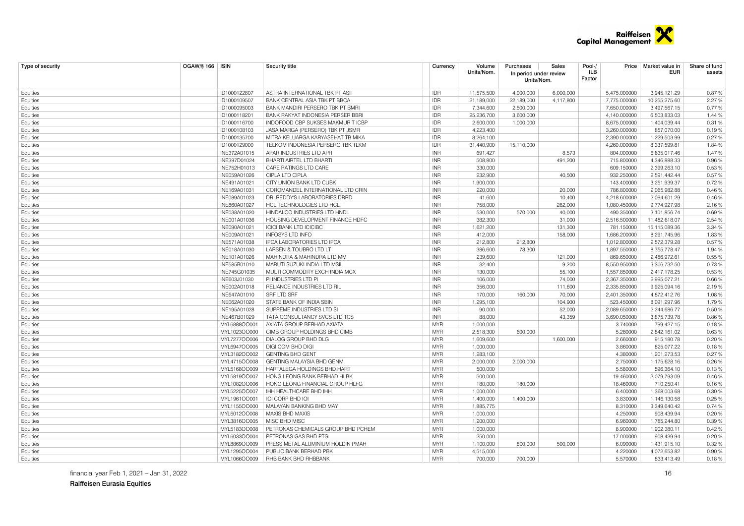| Type of security | OGAW/§ 166 | ISIN | Security title | Currency | Volume Units/Nom. | Purchases | Sales | Pool-/ ILB Factor | Price | Market value in EUR | Share of fund assets |
|---|---|---|---|---|---|---|---|---|---|---|---|
| | | | | | | In period under review Units/Nom. | | | | | |
| Equities | | ID1000122807 | ASTRA INTERNATIONAL TBK PT ASII | IDR | 11,575,500 | 4,000,000 | 6,000,000 | | 5,475.000000 | 3,945,121.29 | 0.87 % |
| Equities | | ID1000109507 | BANK CENTRAL ASIA TBK PT BBCA | IDR | 21,189,000 | 22,189,000 | 4,117,800 | | 7,775.000000 | 10,255,275.60 | 2.27 % |
| Equities | | ID1000095003 | BANK MANDIRI PERSERO TBK PT BMRI | IDR | 7,344,600 | 2,500,000 | | | 7,650.000000 | 3,497,567.15 | 0.77 % |
| Equities | | ID1000118201 | BANK RAKYAT INDONESIA PERSER BBRI | IDR | 25,236,700 | 3,600,000 | | | 4,140.000000 | 6,503,833.03 | 1.44 % |
| Equities | | ID1000116700 | INDOFOOD CBP SUKSES MAKMUR T ICBP | IDR | 2,600,000 | 1,000,000 | | | 8,675.000000 | 1,404,039.44 | 0.31 % |
| Equities | | ID1000108103 | JASA MARGA (PERSERO) TBK PT JSMR | IDR | 4,223,400 | | | | 3,260.000000 | 857,070.00 | 0.19 % |
| Equities | | ID1000135700 | MITRA KELUARGA KARYASEHAT TB MIKA | IDR | 8,264,100 | | | | 2,390.000000 | 1,229,503.99 | 0.27 % |
| Equities | | ID1000129000 | TELKOM INDONESIA PERSERO TBK TLKM | IDR | 31,440,900 | 15,110,000 | | | 4,260.000000 | 8,337,599.81 | 1.84 % |
| Equities | | INE372A01015 | APAR INDUSTRIES LTD APR | INR | 691,427 | | 8,573 | | 804.000000 | 6,635,017.46 | 1.47 % |
| Equities | | INE397D01024 | BHARTI AIRTEL LTD BHARTI | INR | 508,800 | | 491,200 | | 715.800000 | 4,346,888.33 | 0.96 % |
| Equities | | INE752H01013 | CARE RATINGS LTD CARE | INR | 330,000 | | | | 609.150000 | 2,399,263.10 | 0.53 % |
| Equities | | INE059A01026 | CIPLA LTD CIPLA | INR | 232,900 | | 40,500 | | 932.250000 | 2,591,442.44 | 0.57 % |
| Equities | | INE491A01021 | CITY UNION BANK LTD CUBK | INR | 1,900,000 | | | | 143.400000 | 3,251,939.37 | 0.72 % |
| Equities | | INE169A01031 | COROMANDEL INTERNATIONAL LTD CRIN | INR | 220,000 | | 20,000 | | 786.800000 | 2,065,982.88 | 0.46 % |
| Equities | | INE089A01023 | DR. REDDY'S LABORATORIES DRRD | INR | 41,600 | | 10,400 | | 4,218.600000 | 2,094,601.29 | 0.46 % |
| Equities | | INE860A01027 | HCL TECHNOLOGIES LTD HCLT | INR | 758,000 | | 262,000 | | 1,080.450000 | 9,774,927.98 | 2.16 % |
| Equities | | INE038A01020 | HINDALCO INDUSTRIES LTD HNDL | INR | 530,000 | 570,000 | 40,000 | | 490.350000 | 3,101,856.74 | 0.69 % |
| Equities | | INE001A01036 | HOUSING DEVELOPMENT FINANCE HDFC | INR | 382,300 | | 31,000 | | 2,516.500000 | 11,482,618.07 | 2.54 % |
| Equities | | INE090A01021 | ICICI BANK LTD ICICIBC | INR | 1,621,200 | | 131,300 | | 781.150000 | 15,115,089.36 | 3.34 % |
| Equities | | INE009A01021 | INFOSYS LTD INFO | INR | 412,000 | | 158,000 | | 1,686.200000 | 8,291,745.96 | 1.83 % |
| Equities | | INE571A01038 | IPCA LABORATORIES LTD IPCA | INR | 212,800 | 212,800 | | | 1,012.800000 | 2,572,379.28 | 0.57 % |
| Equities | | INE018A01030 | LARSEN & TOUBRO LTD LT | INR | 386,600 | 78,300 | | | 1,897.550000 | 8,755,778.47 | 1.94 % |
| Equities | | INE101A01026 | MAHINDRA & MAHINDRA LTD MM | INR | 239,600 | | 121,000 | | 869.650000 | 2,486,972.61 | 0.55 % |
| Equities | | INE585B01010 | MARUTI SUZUKI INDIA LTD MSIL | INR | 32,400 | | 9,200 | | 8,550.950000 | 3,306,732.50 | 0.73 % |
| Equities | | INE745G01035 | MULTI COMMODITY EXCH INDIA MCX | INR | 130,000 | | 55,100 | | 1,557.850000 | 2,417,178.25 | 0.53 % |
| Equities | | INE603J01030 | PI INDUSTRIES LTD PI | INR | 106,000 | | 74,000 | | 2,367.350000 | 2,995,077.21 | 0.66 % |
| Equities | | INE002A01018 | RELIANCE INDUSTRIES LTD RIL | INR | 356,000 | | 111,600 | | 2,335.850000 | 9,925,094.16 | 2.19 % |
| Equities | | INE647A01010 | SRF LTD SRF | INR | 170,000 | 160,000 | 70,000 | | 2,401.350000 | 4,872,412.76 | 1.08 % |
| Equities | | INE062A01020 | STATE BANK OF INDIA SBIN | INR | 1,295,100 | | 104,900 | | 523.450000 | 8,091,297.96 | 1.79 % |
| Equities | | INE195A01028 | SUPREME INDUSTRIES LTD SI | INR | 90,000 | | 52,000 | | 2,089.650000 | 2,244,686.77 | 0.50 % |
| Equities | | INE467B01029 | TATA CONSULTANCY SVCS LTD TCS | INR | 88,000 | | 43,359 | | 3,690.050000 | 3,875,739.78 | 0.86 % |
| Equities | | MYL6888OO001 | AXIATA GROUP BERHAD AXIATA | MYR | 1,000,000 | | | | 3.740000 | 799,427.15 | 0.18 % |
| Equities | | MYL1023OO000 | CIMB GROUP HOLDINGS BHD CIMB | MYR | 2,518,300 | 600,000 | | | 5.280000 | 2,842,161.02 | 0.63 % |
| Equities | | MYL7277OO006 | DIALOG GROUP BHD DLG | MYR | 1,609,600 | | 1,600,000 | | 2.660000 | 915,180.78 | 0.20 % |
| Equities | | MYL6947OO005 | DIGI.COM BHD DIGI | MYR | 1,000,000 | | | | 3.860000 | 825,077.22 | 0.18 % |
| Equities | | MYL3182OO002 | GENTING BHD GENT | MYR | 1,283,100 | | | | 4.380000 | 1,201,273.53 | 0.27 % |
| Equities | | MYL4715OO008 | GENTING MALAYSIA BHD GENM | MYR | 2,000,000 | 2,000,000 | | | 2.750000 | 1,175,628.16 | 0.26 % |
| Equities | | MYL5168OO009 | HARTALEGA HOLDINGS BHD HART | MYR | 500,000 | | | | 5.580000 | 596,364.10 | 0.13 % |
| Equities | | MYL5819OO007 | HONG LEONG BANK BERHAD HLBK | MYR | 500,000 | | | | 19.460000 | 2,079,793.09 | 0.46 % |
| Equities | | MYL1082OO006 | HONG LEONG FINANCIAL GROUP HLFG | MYR | 180,000 | 180,000 | | | 18.460000 | 710,250.41 | 0.16 % |
| Equities | | MYL5225OO007 | IHH HEALTHCARE BHD IHH | MYR | 1,000,000 | | | | 6.400000 | 1,368,003.68 | 0.30 % |
| Equities | | MYL1961OO001 | IOI CORP BHD IOI | MYR | 1,400,000 | 1,400,000 | | | 3.830000 | 1,146,130.58 | 0.25 % |
| Equities | | MYL1155OO000 | MALAYAN BANKING BHD MAY | MYR | 1,885,775 | | | | 8.310000 | 3,349,640.42 | 0.74 % |
| Equities | | MYL6012OO008 | MAXIS BHD MAXIS | MYR | 1,000,000 | | | | 4.250000 | 908,439.94 | 0.20 % |
| Equities | | MYL3816OO005 | MISC BHD MISC | MYR | 1,200,000 | | | | 6.960000 | 1,785,244.80 | 0.39 % |
| Equities | | MYL5183OO008 | PETRONAS CHEMICALS GROUP BHD PCHEM | MYR | 1,000,000 | | | | 8.900000 | 1,902,380.11 | 0.42 % |
| Equities | | MYL6033OO004 | PETRONAS GAS BHD PTG | MYR | 250,000 | | | | 17.000000 | 908,439.94 | 0.20 % |
| Equities | | MYL8869OO009 | PRESS METAL ALUMINIUM HOLDIN PMAH | MYR | 1,100,000 | 800,000 | 500,000 | | 6.090000 | 1,431,915.10 | 0.32 % |
| Equities | | MYL1295OO004 | PUBLIC BANK BERHAD PBK | MYR | 4,515,000 | | | | 4.220000 | 4,072,653.82 | 0.90 % |
| Equities | | MYL1066OO009 | RHB BANK BHD RHBBANK | MYR | 700,000 | 700,000 | | | 5.570000 | 833,413.49 | 0.18 % |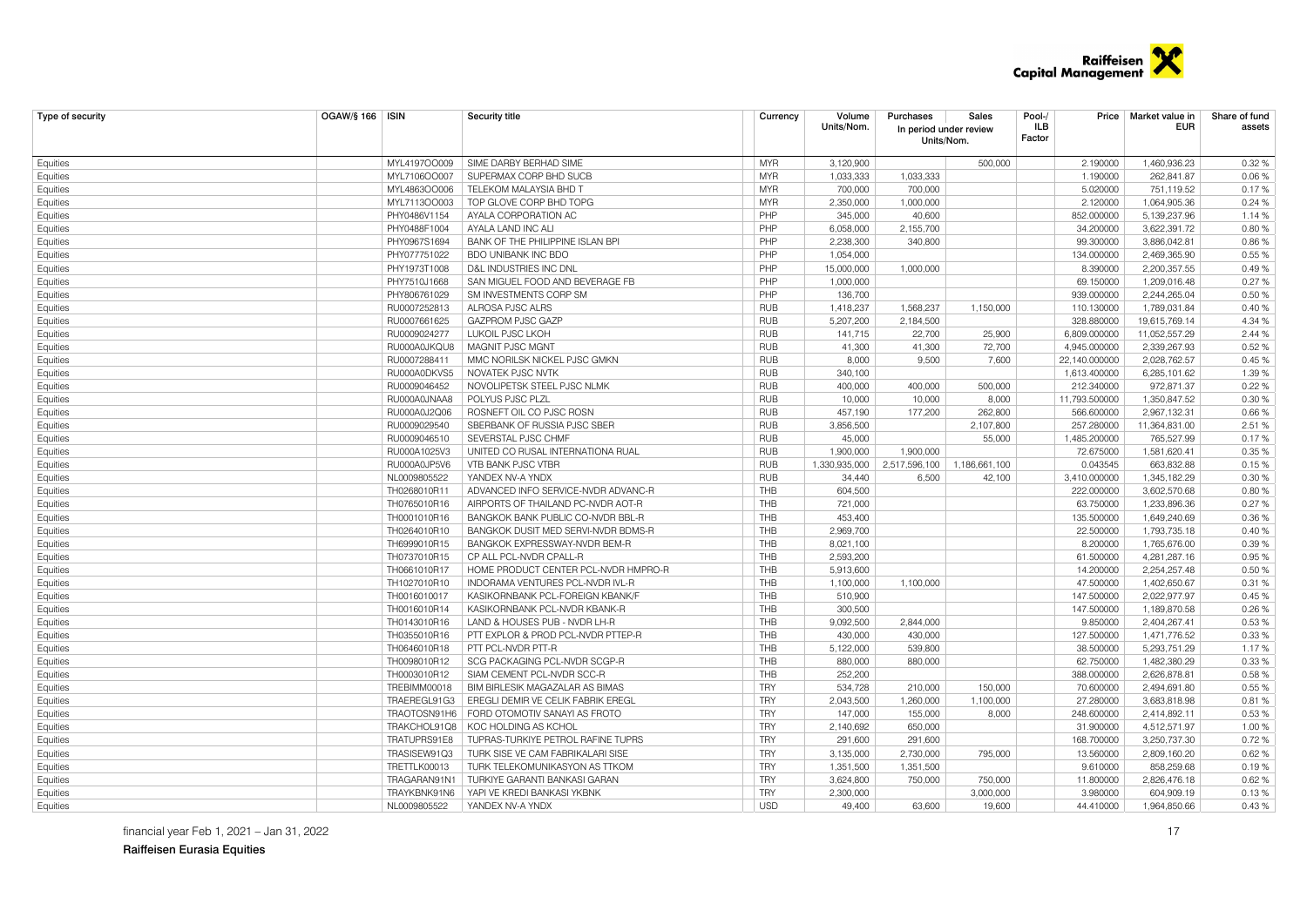| Type of security | OGAW/§ 166 | ISIN | Security title | Currency | Volume Units/Nom. | Purchases | Sales | Pool-/ ILB Factor | Price | Market value in EUR | Share of fund assets |
|---|---|---|---|---|---|---|---|---|---|---|---|
| | | | | | | In period under review Units/Nom. | | | | | |
| Equities | | MYL4197OO009 | SIME DARBY BERHAD SIME | MYR | 3,120,900 | | 500,000 | | 2.190000 | 1,460,936.23 | 0.32 % |
| Equities | | MYL7106OO007 | SUPERMAX CORP BHD SUCB | MYR | 1,033,333 | 1,033,333 | | | 1.190000 | 262,841.87 | 0.06 % |
| Equities | | MYL4863OO006 | TELEKOM MALAYSIA BHD T | MYR | 700,000 | 700,000 | | | 5.020000 | 751,119.52 | 0.17 % |
| Equities | | MYL7113OO003 | TOP GLOVE CORP BHD TOPG | MYR | 2,350,000 | 1,000,000 | | | 2.120000 | 1,064,905.36 | 0.24 % |
| Equities | | PHY0486V1154 | AYALA CORPORATION AC | PHP | 345,000 | 40,600 | | | 852.000000 | 5,139,237.96 | 1.14 % |
| Equities | | PHY0488F1004 | AYALA LAND INC ALI | PHP | 6,058,000 | 2,155,700 | | | 34.200000 | 3,622,391.72 | 0.80 % |
| Equities | | PHY0967S1694 | BANK OF THE PHILIPPINE ISLAN BPI | PHP | 2,238,300 | 340,800 | | | 99.300000 | 3,886,042.81 | 0.86 % |
| Equities | | PHY077751022 | BDO UNIBANK INC BDO | PHP | 1,054,000 | | | | 134.000000 | 2,469,365.90 | 0.55 % |
| Equities | | PHY1973T1008 | D&L INDUSTRIES INC DNL | PHP | 15,000,000 | 1,000,000 | | | 8.390000 | 2,200,357.55 | 0.49 % |
| Equities | | PHY7510J1668 | SAN MIGUEL FOOD AND BEVERAGE FB | PHP | 1,000,000 | | | | 69.150000 | 1,209,016.48 | 0.27 % |
| Equities | | PHY806761029 | SM INVESTMENTS CORP SM | PHP | 136,700 | | | | 939.000000 | 2,244,265.04 | 0.50 % |
| Equities | | RU0007252813 | ALROSA PJSC ALRS | RUB | 1,418,237 | 1,568,237 | 1,150,000 | | 110.130000 | 1,789,031.84 | 0.40 % |
| Equities | | RU0007661625 | GAZPROM PJSC GAZP | RUB | 5,207,200 | 2,184,500 | | | 328.880000 | 19,615,769.14 | 4.34 % |
| Equities | | RU0009024277 | LUKOIL PJSC LKOH | RUB | 141,715 | 22,700 | 25,900 | | 6,809.000000 | 11,052,557.29 | 2.44 % |
| Equities | | RU000A0JKQU8 | MAGNIT PJSC MGNT | RUB | 41,300 | 41,300 | 72,700 | | 4,945.000000 | 2,339,267.93 | 0.52 % |
| Equities | | RU0007288411 | MMC NORILSK NICKEL PJSC GMKN | RUB | 8,000 | 9,500 | 7,600 | | 22,140.000000 | 2,028,762.57 | 0.45 % |
| Equities | | RU000A0DKVS5 | NOVATEK PJSC NVTK | RUB | 340,100 | | | | 1,613.400000 | 6,285,101.62 | 1.39 % |
| Equities | | RU0009046452 | NOVOLIPETSK STEEL PJSC NLMK | RUB | 400,000 | 400,000 | 500,000 | | 212.340000 | 972,871.37 | 0.22 % |
| Equities | | RU000A0JNAA8 | POLYUS PJSC PLZL | RUB | 10,000 | 10,000 | 8,000 | | 11,793.500000 | 1,350,847.52 | 0.30 % |
| Equities | | RU000A0J2Q06 | ROSNEFT OIL CO PJSC ROSN | RUB | 457,190 | 177,200 | 262,800 | | 566.600000 | 2,967,132.31 | 0.66 % |
| Equities | | RU0009029540 | SBERBANK OF RUSSIA PJSC SBER | RUB | 3,856,500 | | 2,107,800 | | 257.280000 | 11,364,831.00 | 2.51 % |
| Equities | | RU0009046510 | SEVERSTAL PJSC CHMF | RUB | 45,000 | | 55,000 | | 1,485.200000 | 765,527.99 | 0.17 % |
| Equities | | RU000A1025V3 | UNITED CO RUSAL INTERNATIONA RUAL | RUB | 1,900,000 | 1,900,000 | | | 72.675000 | 1,581,620.41 | 0.35 % |
| Equities | | RU000A0JP5V6 | VTB BANK PJSC VTBR | RUB | 1,330,935,000 | 2,517,596,100 | 1,186,661,100 | | 0.043545 | 663,832.88 | 0.15 % |
| Equities | | NL0009805522 | YANDEX NV-A YNDX | RUB | 34,440 | 6,500 | 42,100 | | 3,410.000000 | 1,345,182.29 | 0.30 % |
| Equities | | TH0268010R11 | ADVANCED INFO SERVICE-NVDR ADVANC-R | THB | 604,500 | | | | 222.000000 | 3,602,570.68 | 0.80 % |
| Equities | | TH0765010R16 | AIRPORTS OF THAILAND PC-NVDR AOT-R | THB | 721,000 | | | | 63.750000 | 1,233,896.36 | 0.27 % |
| Equities | | TH0001010R16 | BANGKOK BANK PUBLIC CO-NVDR BBL-R | THB | 453,400 | | | | 135.500000 | 1,649,240.69 | 0.36 % |
| Equities | | TH0264010R10 | BANGKOK DUSIT MED SERVI-NVDR BDMS-R | THB | 2,969,700 | | | | 22.500000 | 1,793,735.18 | 0.40 % |
| Equities | | TH6999010R15 | BANGKOK EXPRESSWAY-NVDR BEM-R | THB | 8,021,100 | | | | 8.200000 | 1,765,676.00 | 0.39 % |
| Equities | | TH0737010R15 | CP ALL PCL-NVDR CPALL-R | THB | 2,593,200 | | | | 61.500000 | 4,281,287.16 | 0.95 % |
| Equities | | TH0661010R17 | HOME PRODUCT CENTER PCL-NVDR HMPRO-R | THB | 5,913,600 | | | | 14.200000 | 2,254,257.48 | 0.50 % |
| Equities | | TH1027010R10 | INDORAMA VENTURES PCL-NVDR IVL-R | THB | 1,100,000 | 1,100,000 | | | 47.500000 | 1,402,650.67 | 0.31 % |
| Equities | | TH0016010017 | KASIKORNBANK PCL-FOREIGN KBANK/F | THB | 510,900 | | | | 147.500000 | 2,022,977.97 | 0.45 % |
| Equities | | TH0016010R14 | KASIKORNBANK PCL-NVDR KBANK-R | THB | 300,500 | | | | 147.500000 | 1,189,870.58 | 0.26 % |
| Equities | | TH0143010R16 | LAND & HOUSES PUB - NVDR LH-R | THB | 9,092,500 | 2,844,000 | | | 9.850000 | 2,404,267.41 | 0.53 % |
| Equities | | TH0355010R16 | PTT EXPLOR & PROD PCL-NVDR PTTEP-R | THB | 430,000 | 430,000 | | | 127.500000 | 1,471,776.52 | 0.33 % |
| Equities | | TH0646010R18 | PTT PCL-NVDR PTT-R | THB | 5,122,000 | 539,800 | | | 38.500000 | 5,293,751.29 | 1.17 % |
| Equities | | TH0098010R12 | SCG PACKAGING PCL-NVDR SCGP-R | THB | 880,000 | 880,000 | | | 62.750000 | 1,482,380.29 | 0.33 % |
| Equities | | TH0003010R12 | SIAM CEMENT PCL-NVDR SCC-R | THB | 252,200 | | | | 388.000000 | 2,626,878.81 | 0.58 % |
| Equities | | TREBIMM00018 | BIM BIRLESIK MAGAZALAR AS BIMAS | TRY | 534,728 | 210,000 | 150,000 | | 70.600000 | 2,494,691.80 | 0.55 % |
| Equities | | TRAEREGL91G3 | EREGLI DEMIR VE CELIK FABRIK EREGL | TRY | 2,043,500 | 1,260,000 | 1,100,000 | | 27.280000 | 3,683,818.98 | 0.81 % |
| Equities | | TRAOTOSN91H6 | FORD OTOMOTIV SANAYI AS FROTO | TRY | 147,000 | 155,000 | 8,000 | | 248.600000 | 2,414,892.11 | 0.53 % |
| Equities | | TRAKCHOL91Q8 | KOC HOLDING AS KCHOL | TRY | 2,140,692 | 650,000 | | | 31.900000 | 4,512,571.97 | 1.00 % |
| Equities | | TRATUPRS91E8 | TUPRAS-TURKIYE PETROL RAFINE TUPRS | TRY | 291,600 | 291,600 | | | 168.700000 | 3,250,737.30 | 0.72 % |
| Equities | | TRASISEW91Q3 | TURK SISE VE CAM FABRIKALARI SISE | TRY | 3,135,000 | 2,730,000 | 795,000 | | 13.560000 | 2,809,160.20 | 0.62 % |
| Equities | | TRETTLK00013 | TURK TELEKOMUNIKASYON AS TTKOM | TRY | 1,351,500 | 1,351,500 | | | 9.610000 | 858,259.68 | 0.19 % |
| Equities | | TRAGARAN91N1 | TURKIYE GARANTI BANKASI GARAN | TRY | 3,624,800 | 750,000 | 750,000 | | 11.800000 | 2,826,476.18 | 0.62 % |
| Equities | | TRAYKBNK91N6 | YAPI VE KREDI BANKASI YKBNK | TRY | 2,300,000 | | 3,000,000 | | 3.980000 | 604,909.19 | 0.13 % |
| Equities | | NL0009805522 | YANDEX NV-A YNDX | USD | 49,400 | 63,600 | 19,600 | | 44.410000 | 1,964,850.66 | 0.43 % |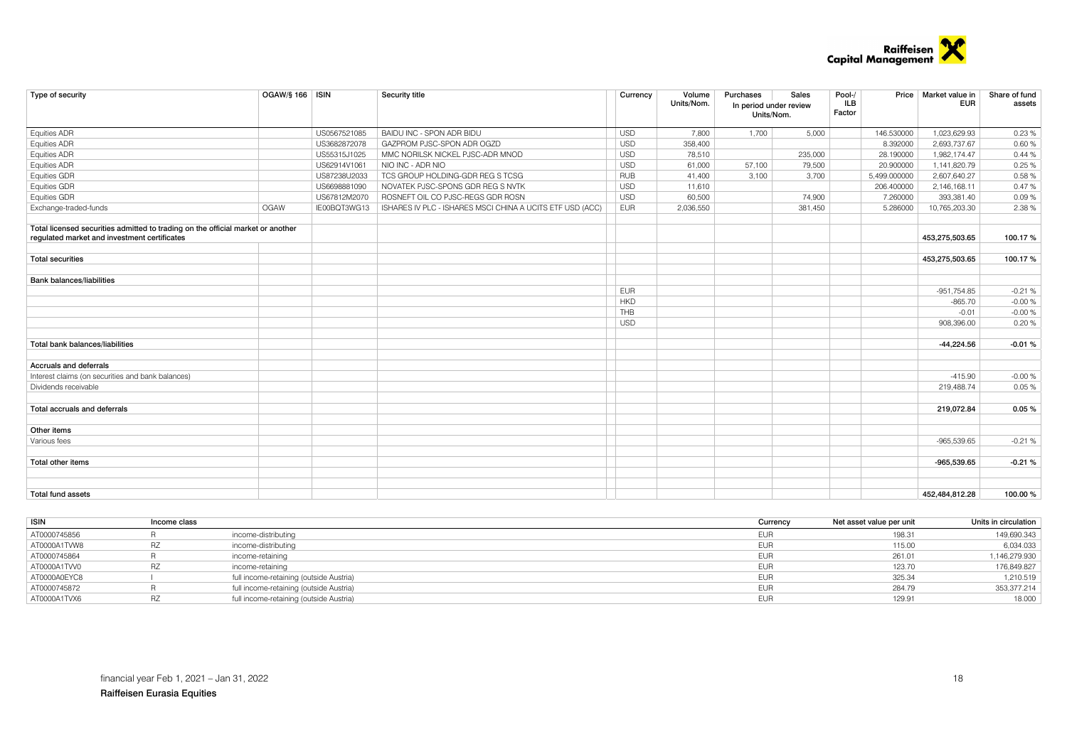| Type of security | OGAW/§ 166 | ISIN | Security title | Currency | Volume Units/Nom. | Purchases | Sales | Pool-/ ILB Factor | Price | Market value in EUR | Share of fund assets |
|---|---|---|---|---|---|---|---|---|---|---|---|
| | | | | | | In period under review Units/Nom. | | | | | |
| Equities ADR | | US0567521085 | BAIDU INC - SPON ADR BIDU | USD | 7,800 | 1,700 | 5,000 | | 146.530000 | 1,023,629.93 | 0.23 % |
| Equities ADR | | US3682872078 | GAZPROM PJSC-SPON ADR OGZD | USD | 358,400 | | | | 8.392000 | 2,693,737.67 | 0.60 % |
| Equities ADR | | US55315J1025 | MMC NORILSK NICKEL PJSC-ADR MNOD | USD | 78,510 | | 235,000 | | 28.190000 | 1,982,174.47 | 0.44 % |
| Equities ADR | | US62914V1061 | NIO INC - ADR NIO | USD | 61,000 | 57,100 | 79,500 | | 20.900000 | 1,141,820.79 | 0.25 % |
| Equities GDR | | US87238U2033 | TCS GROUP HOLDING-GDR REG S TCSG | RUB | 41,400 | 3,100 | 3,700 | | 5,499.000000 | 2,607,640.27 | 0.58 % |
| Equities GDR | | US6698881090 | NOVATEK PJSC-SPONS GDR REG S NVTK | USD | 11,610 | | | | 206.400000 | 2,146,168.11 | 0.47 % |
| Equities GDR | | US67812M2070 | ROSNEFT OIL CO PJSC-REGS GDR ROSN | USD | 60,500 | | 74,900 | | 7.260000 | 393,381.40 | 0.09 % |
| Exchange-traded-funds | OGAW | IE00BQT3WG13 | ISHARES IV PLC - ISHARES MSCI CHINA A UCITS ETF USD (ACC) | EUR | 2,036,550 | | 381,450 | | 5.286000 | 10,765,203.30 | 2.38 % |
| **Total licensed securities admitted to trading on the official market or another regulated market and investment certificates** | | | | | | | | | | **453,275,503.65** | **100.17 %** |
| **Total securities** | | | | | | | | | | **453,275,503.65** | **100.17 %** |
| **Bank balances/liabilities** | | | | | | | | | | | |
| | | | | EUR | | | | | | -951,754.85 | -0.21 % |
| | | | | HKD | | | | | | -865.70 | -0.00 % |
| | | | | THB | | | | | | -0.01 | -0.00 % |
| | | | | USD | | | | | | 908,396.00 | 0.20 % |
| **Total bank balances/liabilities** | | | | | | | | | | **-44,224.56** | **-0.01 %** |
| **Accruals and deferrals** | | | | | | | | | | | |
| Interest claims (on securities and bank balances) | | | | | | | | | | -415.90 | -0.00 % |
| Dividends receivable | | | | | | | | | | 219,488.74 | 0.05 % |
| **Total accruals and deferrals** | | | | | | | | | | **219,072.84** | **0.05 %** |
| **Other items** | | | | | | | | | | | |
| Various fees | | | | | | | | | | -965,539.65 | -0.21 % |
| **Total other items** | | | | | | | | | | **-965,539.65** | **-0.21 %** |
| **Total fund assets** | | | | | | | | | | **452,484,812.28** | **100.00 %** |

| ISIN | Income class | | Currency | Net asset value per unit | Units in circulation |
|---|---|---|---|---|---|
| AT0000745856 | R | income-distributing | EUR | 198.31 | 149,690.343 |
| AT0000A1TVW8 | RZ | income-distributing | EUR | 115.00 | 6,034.033 |
| AT0000745864 | R | income-retaining | EUR | 261.01 | 1,146,279.930 |
| AT0000A1TVV0 | RZ | income-retaining | EUR | 123.70 | 176,849.827 |
| AT0000A0EYC8 | I | full income-retaining (outside Austria) | EUR | 325.34 | 1,210.519 |
| AT0000745872 | R | full income-retaining (outside Austria) | EUR | 284.79 | 353,377.214 |
| AT0000A1TVX6 | RZ | full income-retaining (outside Austria) | EUR | 129.91 | 18.000 |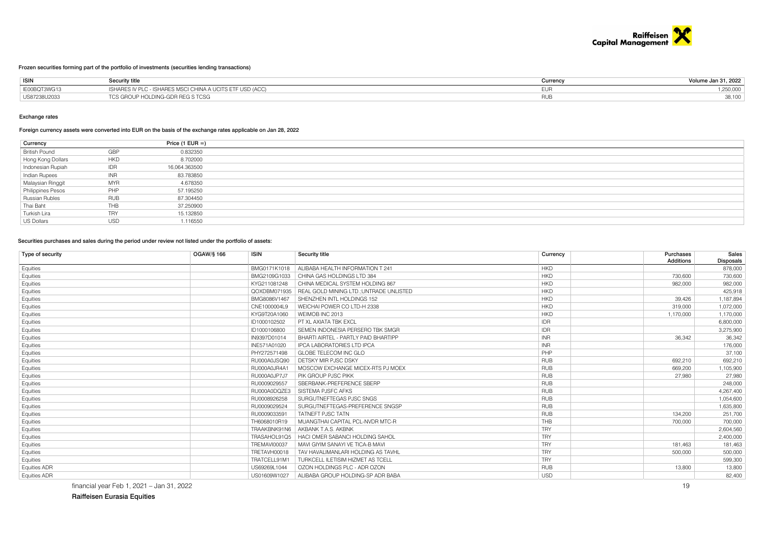### Frozen securities forming part of the portfolio of investments (securities lending transactions)

| ISIN | Security title | Currency | Volume Jan 31, 2022 |
|---|---|---|---|
| IE00BQT3WG13 | ISHARES IV PLC - ISHARES MSCI CHINA A UCITS ETF USD (ACC) | EUR | 1,250,000 |
| US87238U2033 | TCS GROUP HOLDING-GDR REG S TCSG | RUB | 38,100 |

### Exchange rates

#### Foreign currency assets were converted into EUR on the basis of the exchange rates applicable on Jan 28, 2022

| Currency | | Price (1 EUR =) |
|---|---|---|
| British Pound | GBP | 0.832350 |
| Hong Kong Dollars | HKD | 8.702000 |
| Indonesian Rupiah | IDR | 16.064.363500 |
| Indian Rupees | INR | 83.783850 |
| Malaysian Ringgit | MYR | 4.678350 |
| Philippines Pesos | PHP | 57.195250 |
| Russian Rubles | RUB | 87.304450 |
| Thai Baht | THB | 37.250900 |
| Turkish Lira | TRY | 15.132850 |
| US Dollars | USD | 1.116550 |

### Securities purchases and sales during the period under review not listed under the portfolio of assets:

| Type of security | OGAW/§ 166 | ISIN | Security title | Currency | | Purchases Additions | Sales Disposals |
|---|---|---|---|---|---|---|---|
| Equities | | BMG0171K1018 | ALIBABA HEALTH INFORMATION T 241 | HKD | | | 878,000 |
| Equities | | BMG2109G1033 | CHINA GAS HOLDINGS LTD 384 | HKD | | 730,600 | 730,600 |
| Equities | | KYG211081248 | CHINA MEDICAL SYSTEM HOLDING 867 | HKD | | 982,000 | 982,000 |
| Equities | | QOXDBM071935 | REAL GOLD MINING LTD.;UNTRADE UNLISTED | HKD | | | 425,918 |
| Equities | | BMG8086V1467 | SHENZHEN INTL HOLDINGS 152 | HKD | | 39,426 | 1,187,894 |
| Equities | | CNE1000004L9 | WEICHAI POWER CO LTD-H 2338 | HKD | | 319,000 | 1,072,000 |
| Equities | | KYG9T20A1060 | WEIMOB INC 2013 | HKD | | 1,170,000 | 1,170,000 |
| Equities | | ID1000102502 | PT XL AXIATA TBK EXCL | IDR | | | 6,800,000 |
| Equities | | ID1000106800 | SEMEN INDONESIA PERSERO TBK SMGR | IDR | | | 3,275,900 |
| Equities | | IN9397D01014 | BHARTI AIRTEL - PARTLY PAID BHARTIPP | INR | | 36,342 | 36,342 |
| Equities | | INE571A01020 | IPCA LABORATORIES LTD IPCA | INR | | | 176,000 |
| Equities | | PHY272571498 | GLOBE TELECOM INC GLO | PHP | | | 37,100 |
| Equities | | RU000A0JSQ90 | DETSKY MIR PJSC DSKY | RUB | | 692,210 | 692,210 |
| Equities | | RU000A0JR4A1 | MOSCOW EXCHANGE MICEX-RTS PJ MOEX | RUB | | 669,200 | 1,105,900 |
| Equities | | RU000A0JP7J7 | PIK GROUP PJSC PIKK | RUB | | 27,980 | 27,980 |
| Equities | | RU0009029557 | SBERBANK-PREFERENCE SBERP | RUB | | | 248,000 |
| Equities | | RU000A0DQZE3 | SISTEMA PJSFC AFKS | RUB | | | 4,267,400 |
| Equities | | RU0008926258 | SURGUTNEFTEGAS PJSC SNGS | RUB | | | 1,054,600 |
| Equities | | RU0009029524 | SURGUTNEFTEGAS-PREFERENCE SNGSP | RUB | | | 1,635,800 |
| Equities | | RU0009033591 | TATNEFT PJSC TATN | RUB | | 134,200 | 251,700 |
| Equities | | TH6068010R19 | MUANGTHAI CAPITAL PCL-NVDR MTC-R | THB | | 700,000 | 700,000 |
| Equities | | TRAAKBNK91N6 | AKBANK T.A.S. AKBNK | TRY | | | 2,604,560 |
| Equities | | TRASAHOL91Q5 | HACI OMER SABANCI HOLDING SAHOL | TRY | | | 2,400,000 |
| Equities | | TREMAVI00037 | MAVI GIYIM SANAYI VE TICA-B MAVI | TRY | | 181,463 | 181,463 |
| Equities | | TRETAVH00018 | TAV HAVALIMANLARI HOLDING AS TAVHL | TRY | | 500,000 | 500,000 |
| Equities | | TRATCELL91M1 | TURKCELL ILETISIM HIZMET AS TCELL | TRY | | | 599,300 |
| Equities ADR | | US69269L1044 | OZON HOLDINGS PLC - ADR OZON | RUB | | 13,800 | 13,800 |
| Equities ADR | | US01609W1027 | ALIBABA GROUP HOLDING-SP ADR BABA | USD | | | 82,400 |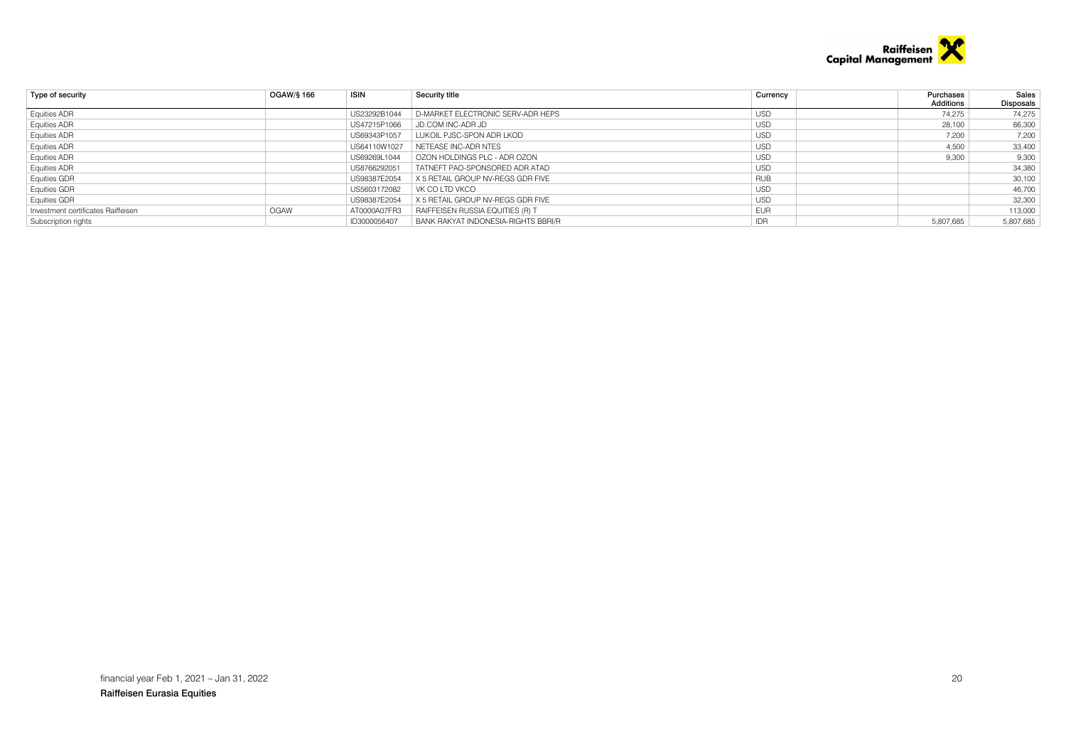| Type of security | OGAW/§ 166 | ISIN | Security title | Currency | | Purchases Additions | Sales Disposals |
|---|---|---|---|---|---|---|---|
| Equities ADR | | US23292B1044 | D-MARKET ELECTRONIC SERV-ADR HEPS | USD | | 74,275 | 74,275 |
| Equities ADR | | US47215P1066 | JD.COM INC-ADR JD | USD | | 28,100 | 86,300 |
| Equities ADR | | US69343P1057 | LUKOIL PJSC-SPON ADR LKOD | USD | | 7,200 | 7,200 |
| Equities ADR | | US64110W1027 | NETEASE INC-ADR NTES | USD | | 4,500 | 33,400 |
| Equities ADR | | US69269L1044 | OZON HOLDINGS PLC - ADR OZON | USD | | 9,300 | 9,300 |
| Equities ADR | | US8766292051 | TATNEFT PAO-SPONSORED ADR ATAD | USD | | | 34,380 |
| Equities GDR | | US98387E2054 | X 5 RETAIL GROUP NV-REGS GDR FIVE | RUB | | | 30,100 |
| Equities GDR | | US5603172082 | VK CO LTD VKCO | USD | | | 46,700 |
| Equities GDR | | US98387E2054 | X 5 RETAIL GROUP NV-REGS GDR FIVE | USD | | | 32,300 |
| Investment certificates Raiffeisen | OGAW | AT0000A07FR3 | RAIFFEISEN RUSSIA EQUITIES (R) T | EUR | | | 113,000 |
| Subscription rights | | ID3000056407 | BANK RAKYAT INDONESIA-RIGHTS BBRI/R | IDR | | 5,807,685 | 5,807,685 |

financial year Feb 1, 2021 – Jan 31, 2022

**Raiffeisen Eurasia Equities**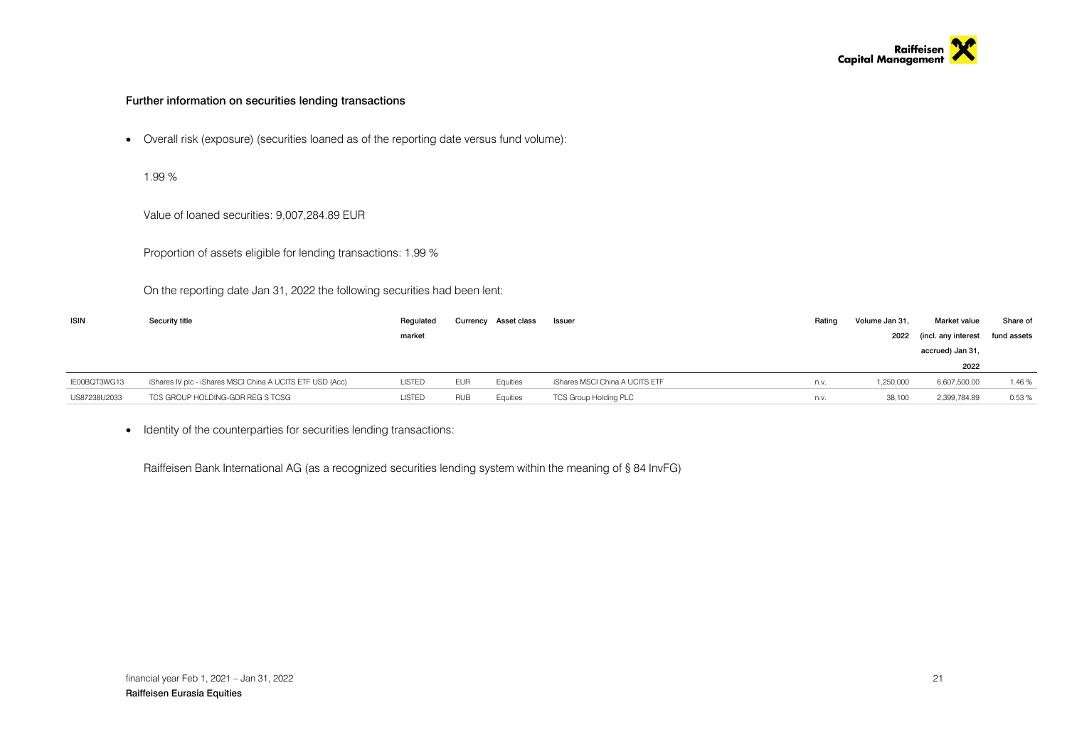## Further information on securities lending transactions

- Overall risk (exposure) (securities loaned as of the reporting date versus fund volume):

  1.99 %

  Value of loaned securities: 9,007,284.89 EUR

  Proportion of assets eligible for lending transactions: 1.99 %

  On the reporting date Jan 31, 2022 the following securities had been lent:

| ISIN | Security title | Regulated market | Currency | Asset class | Issuer | Rating | Volume Jan 31, 2022 | Market value (incl. any interest accrued) Jan 31, 2022 | Share of fund assets |
|---|---|---|---|---|---|---|---|---|---|
| IE00BQT3WG13 | iShares IV plc - iShares MSCI China A UCITS ETF USD (Acc) | LISTED | EUR | Equities | iShares MSCI China A UCITS ETF | n.v. | 1,250,000 | 6,607,500.00 | 1.46 % |
| US87238U2033 | TCS GROUP HOLDING-GDR REG S TCSG | LISTED | RUB | Equities | TCS Group Holding PLC | n.v. | 38,100 | 2,399,784.89 | 0.53 % |

- Identity of the counterparties for securities lending transactions:

  Raiffeisen Bank International AG (as a recognized securities lending system within the meaning of § 84 InvFG)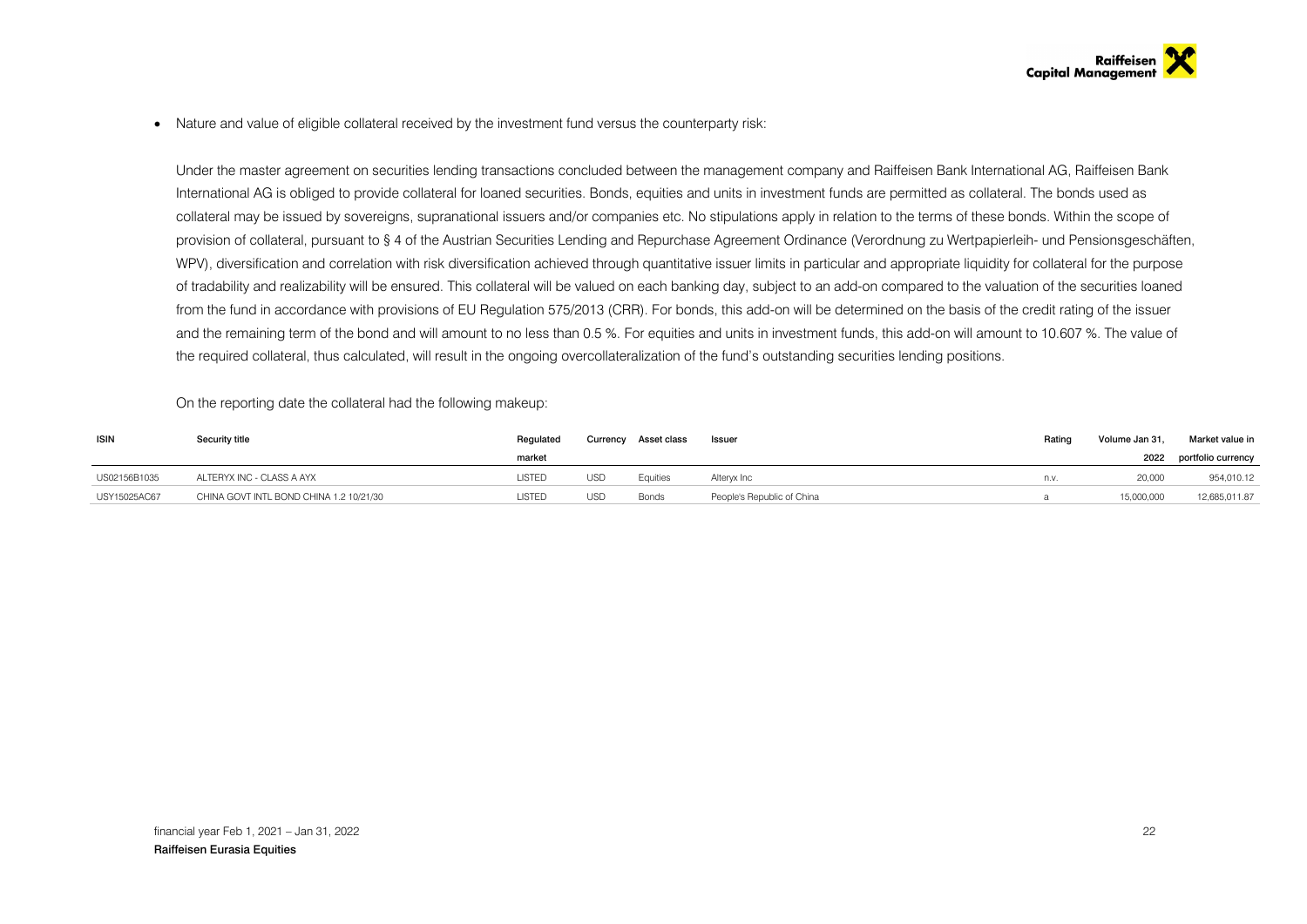- Nature and value of eligible collateral received by the investment fund versus the counterparty risk:

  Under the master agreement on securities lending transactions concluded between the management company and Raiffeisen Bank International AG, Raiffeisen Bank International AG is obliged to provide collateral for loaned securities. Bonds, equities and units in investment funds are permitted as collateral. The bonds used as collateral may be issued by sovereigns, supranational issuers and/or companies etc. No stipulations apply in relation to the terms of these bonds. Within the scope of provision of collateral, pursuant to § 4 of the Austrian Securities Lending and Repurchase Agreement Ordinance (Verordnung zu Wertpapierleih- und Pensionsgeschäften, WPV), diversification and correlation with risk diversification achieved through quantitative issuer limits in particular and appropriate liquidity for collateral for the purpose of tradability and realizability will be ensured. This collateral will be valued on each banking day, subject to an add-on compared to the valuation of the securities loaned from the fund in accordance with provisions of EU Regulation 575/2013 (CRR). For bonds, this add-on will be determined on the basis of the credit rating of the issuer and the remaining term of the bond and will amount to no less than 0.5 %. For equities and units in investment funds, this add-on will amount to 10.607 %. The value of the required collateral, thus calculated, will result in the ongoing overcollateralization of the fund's outstanding securities lending positions.

  On the reporting date the collateral had the following makeup:

| ISIN | Security title | Regulated market | Currency | Asset class | Issuer | Rating | Volume Jan 31, 2022 | Market value in portfolio currency |
|---|---|---|---|---|---|---|---|---|
| US02156B1035 | ALTERYX INC - CLASS A AYX | LISTED | USD | Equities | Alteryx Inc | n.v. | 20,000 | 954,010.12 |
| USY15025AC67 | CHINA GOVT INTL BOND CHINA 1.2 10/21/30 | LISTED | USD | Bonds | People's Republic of China | a | 15,000,000 | 12,685,011.87 |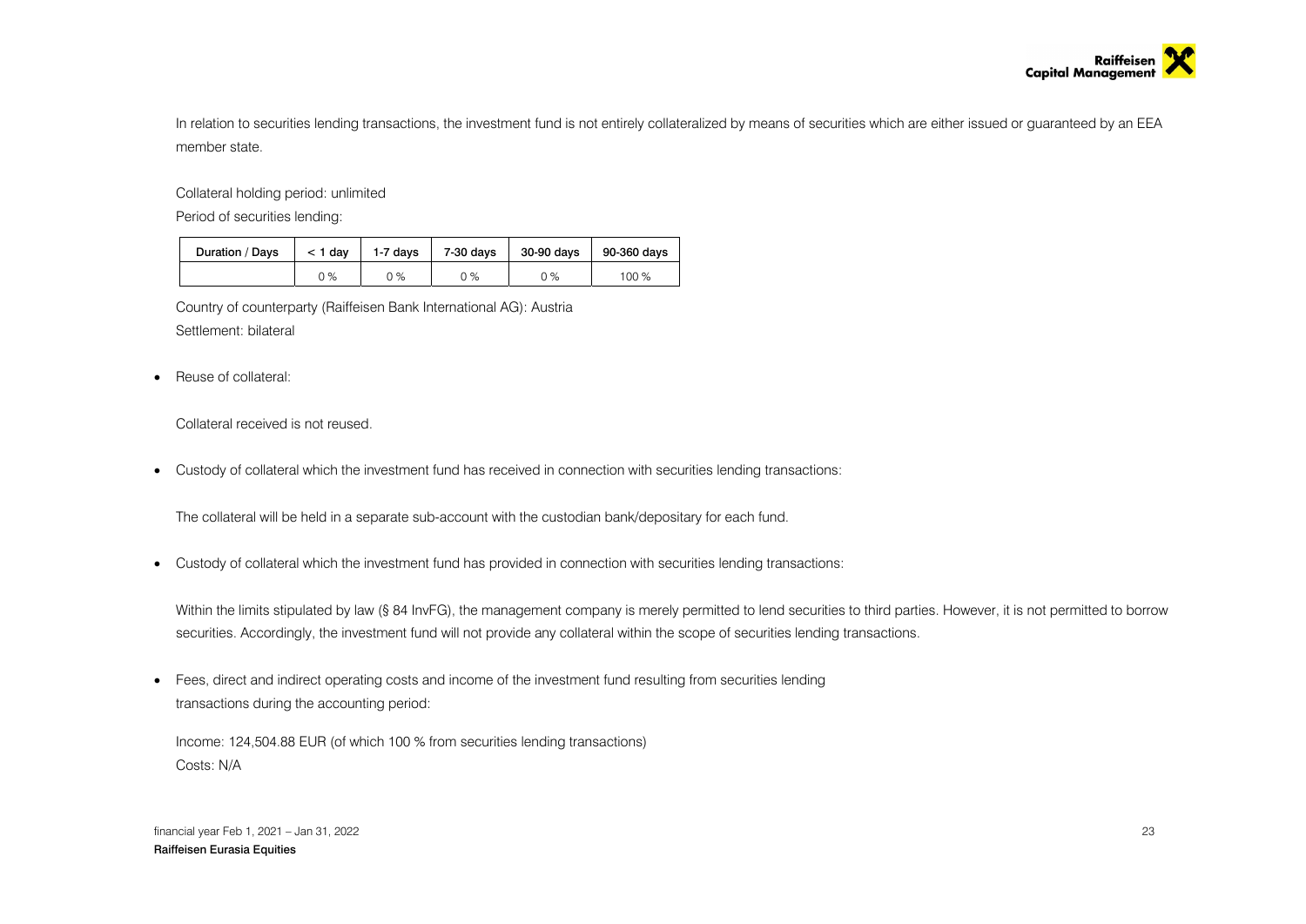In relation to securities lending transactions, the investment fund is not entirely collateralized by means of securities which are either issued or guaranteed by an EEA member state.

Collateral holding period: unlimited

Period of securities lending:

| Duration / Days | < 1 day | 1-7 days | 7-30 days | 30-90 days | 90-360 days |
|---|---|---|---|---|---|
| | 0 % | 0 % | 0 % | 0 % | 100 % |

Country of counterparty (Raiffeisen Bank International AG): Austria

Settlement: bilateral

- Reuse of collateral:

  Collateral received is not reused.

- Custody of collateral which the investment fund has received in connection with securities lending transactions:

  The collateral will be held in a separate sub-account with the custodian bank/depositary for each fund.

- Custody of collateral which the investment fund has provided in connection with securities lending transactions:

  Within the limits stipulated by law (§ 84 InvFG), the management company is merely permitted to lend securities to third parties. However, it is not permitted to borrow securities. Accordingly, the investment fund will not provide any collateral within the scope of securities lending transactions.

- Fees, direct and indirect operating costs and income of the investment fund resulting from securities lending transactions during the accounting period:

  Income: 124,504.88 EUR (of which 100 % from securities lending transactions)

  Costs: N/A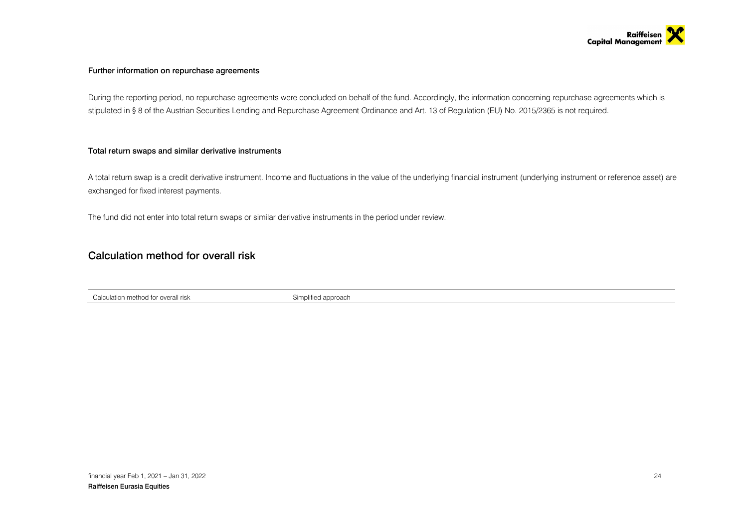### Further information on repurchase agreements

During the reporting period, no repurchase agreements were concluded on behalf of the fund. Accordingly, the information concerning repurchase agreements which is stipulated in § 8 of the Austrian Securities Lending and Repurchase Agreement Ordinance and Art. 13 of Regulation (EU) No. 2015/2365 is not required.

### Total return swaps and similar derivative instruments

A total return swap is a credit derivative instrument. Income and fluctuations in the value of the underlying financial instrument (underlying instrument or reference asset) are exchanged for fixed interest payments.

The fund did not enter into total return swaps or similar derivative instruments in the period under review.

## Calculation method for overall risk

| | |
|---|---|
| Calculation method for overall risk | Simplified approach |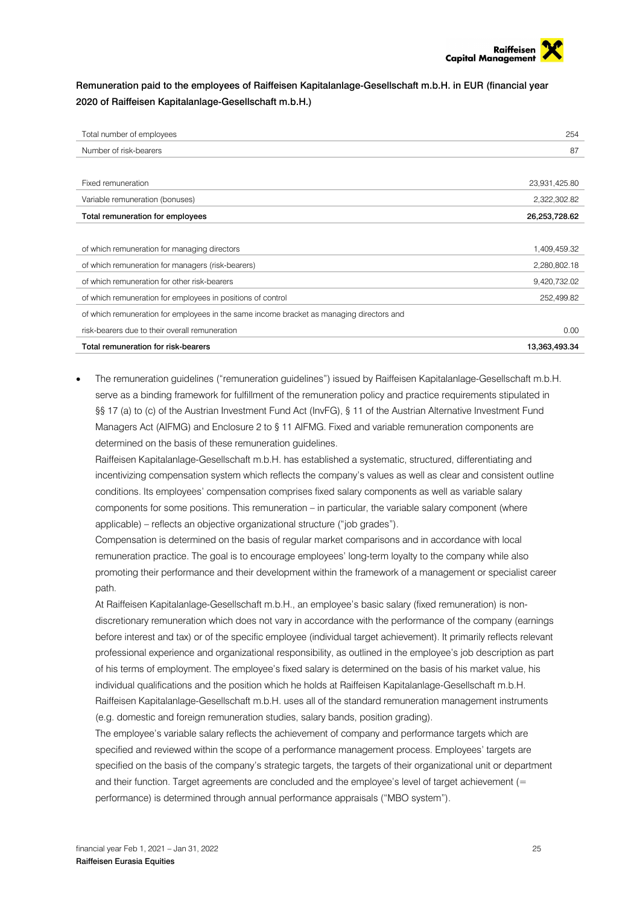**Remuneration paid to the employees of Raiffeisen Kapitalanlage-Gesellschaft m.b.H. in EUR (financial year 2020 of Raiffeisen Kapitalanlage-Gesellschaft m.b.H.)**

| | |
|---|---|
| Total number of employees | 254 |
| Number of risk-bearers | 87 |
| | |
| Fixed remuneration | 23,931,425.80 |
| Variable remuneration (bonuses) | 2,322,302.82 |
| **Total remuneration for employees** | **26,253,728.62** |
| | |
| of which remuneration for managing directors | 1,409,459.32 |
| of which remuneration for managers (risk-bearers) | 2,280,802.18 |
| of which remuneration for other risk-bearers | 9,420,732.02 |
| of which remuneration for employees in positions of control | 252,499.82 |
| of which remuneration for employees in the same income bracket as managing directors and risk-bearers due to their overall remuneration | 0.00 |
| **Total remuneration for risk-bearers** | **13,363,493.34** |

- The remuneration guidelines ("remuneration guidelines") issued by Raiffeisen Kapitalanlage-Gesellschaft m.b.H. serve as a binding framework for fulfillment of the remuneration policy and practice requirements stipulated in §§ 17 (a) to (c) of the Austrian Investment Fund Act (InvFG), § 11 of the Austrian Alternative Investment Fund Managers Act (AIFMG) and Enclosure 2 to § 11 AIFMG. Fixed and variable remuneration components are determined on the basis of these remuneration guidelines.
  Raiffeisen Kapitalanlage-Gesellschaft m.b.H. has established a systematic, structured, differentiating and incentivizing compensation system which reflects the company's values as well as clear and consistent outline conditions. Its employees' compensation comprises fixed salary components as well as variable salary components for some positions. This remuneration – in particular, the variable salary component (where applicable) – reflects an objective organizational structure ("job grades").
  Compensation is determined on the basis of regular market comparisons and in accordance with local remuneration practice. The goal is to encourage employees' long-term loyalty to the company while also promoting their performance and their development within the framework of a management or specialist career path.
  At Raiffeisen Kapitalanlage-Gesellschaft m.b.H., an employee's basic salary (fixed remuneration) is non-discretionary remuneration which does not vary in accordance with the performance of the company (earnings before interest and tax) or of the specific employee (individual target achievement). It primarily reflects relevant professional experience and organizational responsibility, as outlined in the employee's job description as part of his terms of employment. The employee's fixed salary is determined on the basis of his market value, his individual qualifications and the position which he holds at Raiffeisen Kapitalanlage-Gesellschaft m.b.H. Raiffeisen Kapitalanlage-Gesellschaft m.b.H. uses all of the standard remuneration management instruments (e.g. domestic and foreign remuneration studies, salary bands, position grading).
  The employee's variable salary reflects the achievement of company and performance targets which are specified and reviewed within the scope of a performance management process. Employees' targets are specified on the basis of the company's strategic targets, the targets of their organizational unit or department and their function. Target agreements are concluded and the employee's level of target achievement (= performance) is determined through annual performance appraisals ("MBO system").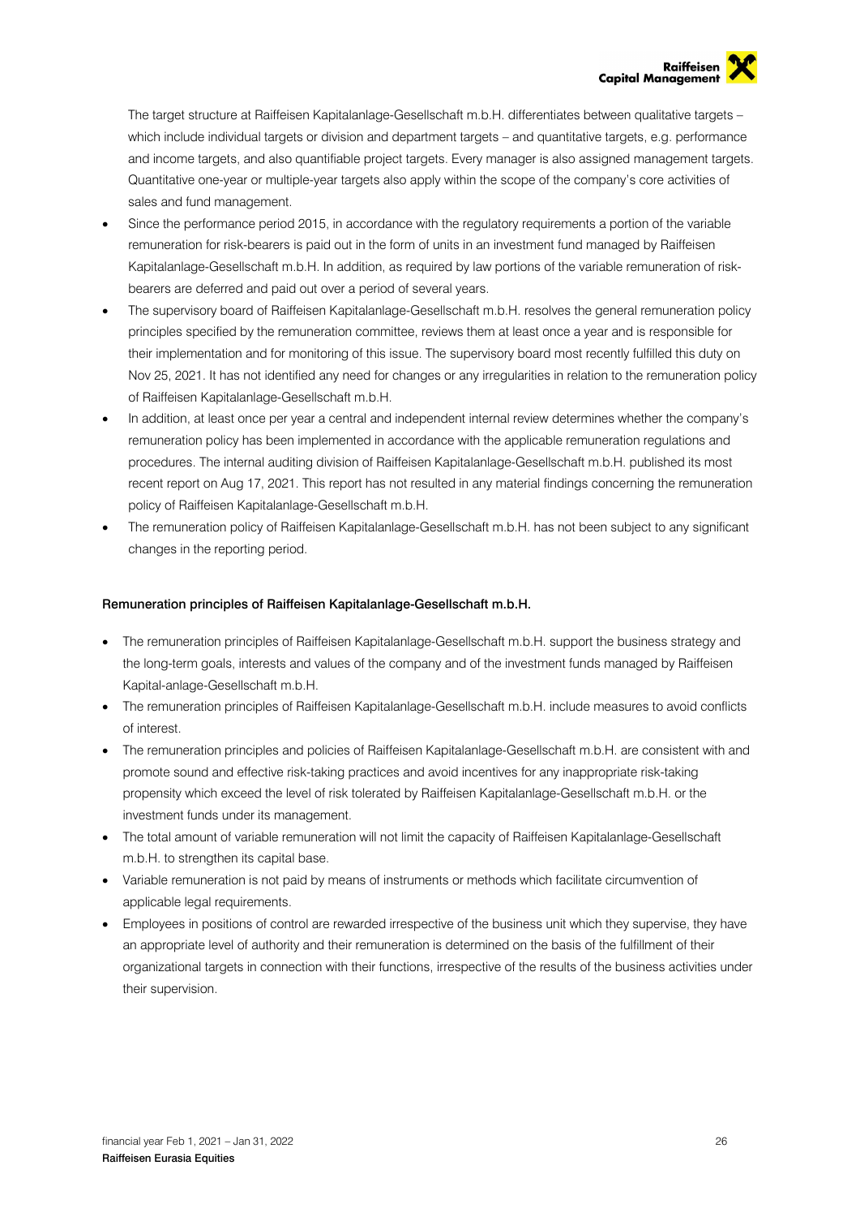The target structure at Raiffeisen Kapitalanlage-Gesellschaft m.b.H. differentiates between qualitative targets – which include individual targets or division and department targets – and quantitative targets, e.g. performance and income targets, and also quantifiable project targets. Every manager is also assigned management targets. Quantitative one-year or multiple-year targets also apply within the scope of the company's core activities of sales and fund management.

- Since the performance period 2015, in accordance with the regulatory requirements a portion of the variable remuneration for risk-bearers is paid out in the form of units in an investment fund managed by Raiffeisen Kapitalanlage-Gesellschaft m.b.H. In addition, as required by law portions of the variable remuneration of risk-bearers are deferred and paid out over a period of several years.
- The supervisory board of Raiffeisen Kapitalanlage-Gesellschaft m.b.H. resolves the general remuneration policy principles specified by the remuneration committee, reviews them at least once a year and is responsible for their implementation and for monitoring of this issue. The supervisory board most recently fulfilled this duty on Nov 25, 2021. It has not identified any need for changes or any irregularities in relation to the remuneration policy of Raiffeisen Kapitalanlage-Gesellschaft m.b.H.
- In addition, at least once per year a central and independent internal review determines whether the company's remuneration policy has been implemented in accordance with the applicable remuneration regulations and procedures. The internal auditing division of Raiffeisen Kapitalanlage-Gesellschaft m.b.H. published its most recent report on Aug 17, 2021. This report has not resulted in any material findings concerning the remuneration policy of Raiffeisen Kapitalanlage-Gesellschaft m.b.H.
- The remuneration policy of Raiffeisen Kapitalanlage-Gesellschaft m.b.H. has not been subject to any significant changes in the reporting period.

**Remuneration principles of Raiffeisen Kapitalanlage-Gesellschaft m.b.H.**

- The remuneration principles of Raiffeisen Kapitalanlage-Gesellschaft m.b.H. support the business strategy and the long-term goals, interests and values of the company and of the investment funds managed by Raiffeisen Kapital-anlage-Gesellschaft m.b.H.
- The remuneration principles of Raiffeisen Kapitalanlage-Gesellschaft m.b.H. include measures to avoid conflicts of interest.
- The remuneration principles and policies of Raiffeisen Kapitalanlage-Gesellschaft m.b.H. are consistent with and promote sound and effective risk-taking practices and avoid incentives for any inappropriate risk-taking propensity which exceed the level of risk tolerated by Raiffeisen Kapitalanlage-Gesellschaft m.b.H. or the investment funds under its management.
- The total amount of variable remuneration will not limit the capacity of Raiffeisen Kapitalanlage-Gesellschaft m.b.H. to strengthen its capital base.
- Variable remuneration is not paid by means of instruments or methods which facilitate circumvention of applicable legal requirements.
- Employees in positions of control are rewarded irrespective of the business unit which they supervise, they have an appropriate level of authority and their remuneration is determined on the basis of the fulfillment of their organizational targets in connection with their functions, irrespective of the results of the business activities under their supervision.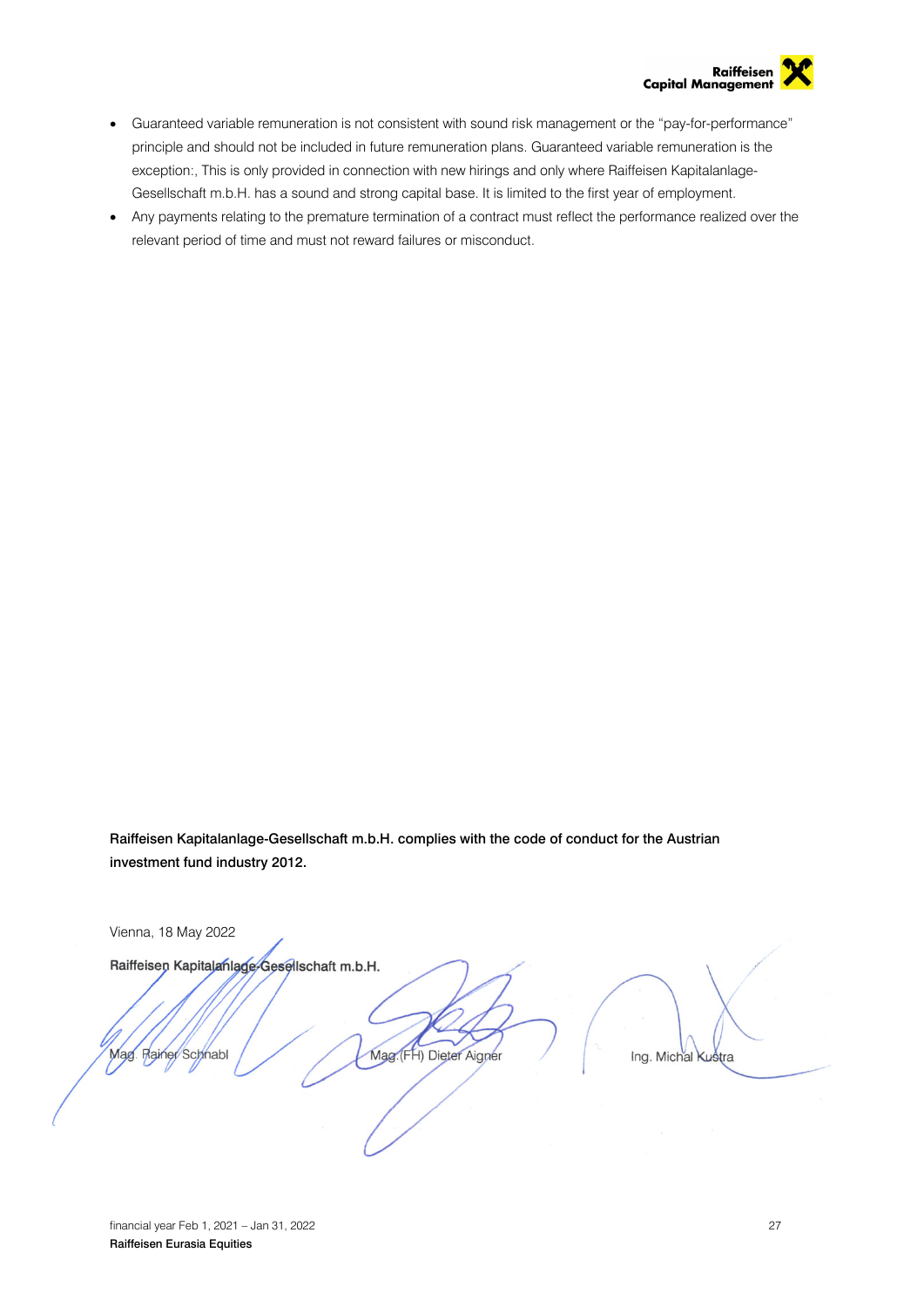- Guaranteed variable remuneration is not consistent with sound risk management or the "pay-for-performance" principle and should not be included in future remuneration plans. Guaranteed variable remuneration is the exception:, This is only provided in connection with new hirings and only where Raiffeisen Kapitalanlage-Gesellschaft m.b.H. has a sound and strong capital base. It is limited to the first year of employment.
- Any payments relating to the premature termination of a contract must reflect the performance realized over the relevant period of time and must not reward failures or misconduct.

**Raiffeisen Kapitalanlage-Gesellschaft m.b.H. complies with the code of conduct for the Austrian investment fund industry 2012.**

Vienna, 18 May 2022

**Raiffeisen Kapitalanlage-Gesellschaft m.b.H.**

| Mag. Rainer Schnabl | Mag.(FH) Dieter Aigner | Ing. Michal Kustra |
|---|---|---|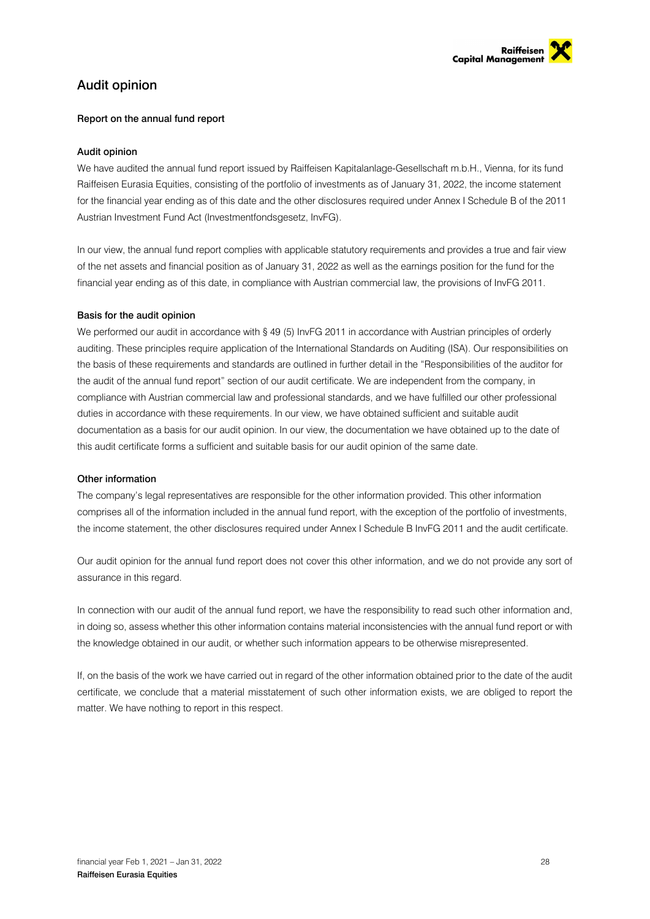# Audit opinion

## Report on the annual fund report

### Audit opinion

We have audited the annual fund report issued by Raiffeisen Kapitalanlage-Gesellschaft m.b.H., Vienna, for its fund Raiffeisen Eurasia Equities, consisting of the portfolio of investments as of January 31, 2022, the income statement for the financial year ending as of this date and the other disclosures required under Annex I Schedule B of the 2011 Austrian Investment Fund Act (Investmentfondsgesetz, InvFG).

In our view, the annual fund report complies with applicable statutory requirements and provides a true and fair view of the net assets and financial position as of January 31, 2022 as well as the earnings position for the fund for the financial year ending as of this date, in compliance with Austrian commercial law, the provisions of InvFG 2011.

### Basis for the audit opinion

We performed our audit in accordance with § 49 (5) InvFG 2011 in accordance with Austrian principles of orderly auditing. These principles require application of the International Standards on Auditing (ISA). Our responsibilities on the basis of these requirements and standards are outlined in further detail in the "Responsibilities of the auditor for the audit of the annual fund report" section of our audit certificate. We are independent from the company, in compliance with Austrian commercial law and professional standards, and we have fulfilled our other professional duties in accordance with these requirements. In our view, we have obtained sufficient and suitable audit documentation as a basis for our audit opinion. In our view, the documentation we have obtained up to the date of this audit certificate forms a sufficient and suitable basis for our audit opinion of the same date.

### Other information

The company's legal representatives are responsible for the other information provided. This other information comprises all of the information included in the annual fund report, with the exception of the portfolio of investments, the income statement, the other disclosures required under Annex I Schedule B InvFG 2011 and the audit certificate.

Our audit opinion for the annual fund report does not cover this other information, and we do not provide any sort of assurance in this regard.

In connection with our audit of the annual fund report, we have the responsibility to read such other information and, in doing so, assess whether this other information contains material inconsistencies with the annual fund report or with the knowledge obtained in our audit, or whether such information appears to be otherwise misrepresented.

If, on the basis of the work we have carried out in regard of the other information obtained prior to the date of the audit certificate, we conclude that a material misstatement of such other information exists, we are obliged to report the matter. We have nothing to report in this respect.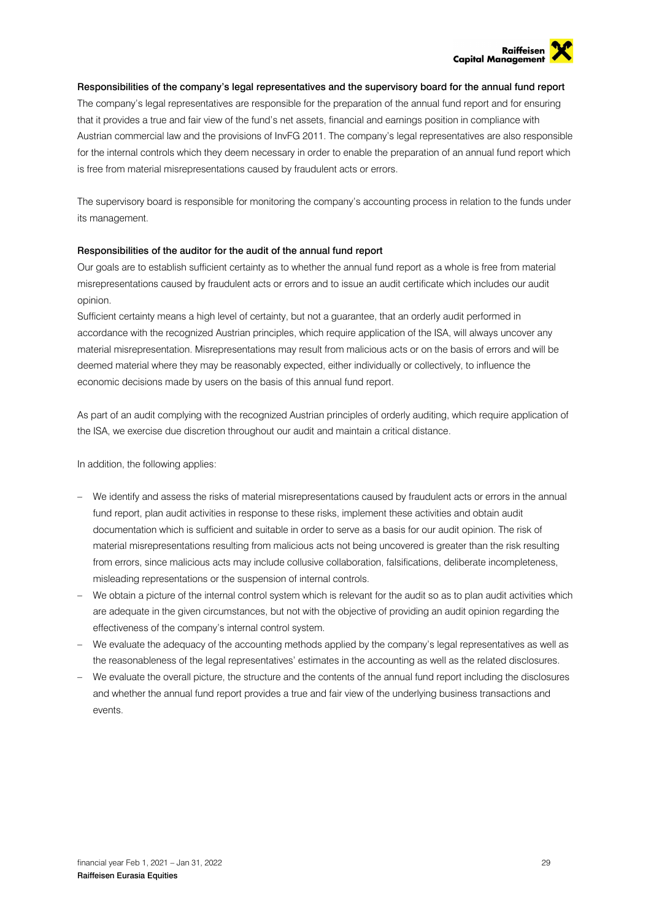#### Responsibilities of the company's legal representatives and the supervisory board for the annual fund report

The company's legal representatives are responsible for the preparation of the annual fund report and for ensuring that it provides a true and fair view of the fund's net assets, financial and earnings position in compliance with Austrian commercial law and the provisions of InvFG 2011. The company's legal representatives are also responsible for the internal controls which they deem necessary in order to enable the preparation of an annual fund report which is free from material misrepresentations caused by fraudulent acts or errors.

The supervisory board is responsible for monitoring the company's accounting process in relation to the funds under its management.

#### Responsibilities of the auditor for the audit of the annual fund report

Our goals are to establish sufficient certainty as to whether the annual fund report as a whole is free from material misrepresentations caused by fraudulent acts or errors and to issue an audit certificate which includes our audit opinion.

Sufficient certainty means a high level of certainty, but not a guarantee, that an orderly audit performed in accordance with the recognized Austrian principles, which require application of the ISA, will always uncover any material misrepresentation. Misrepresentations may result from malicious acts or on the basis of errors and will be deemed material where they may be reasonably expected, either individually or collectively, to influence the economic decisions made by users on the basis of this annual fund report.

As part of an audit complying with the recognized Austrian principles of orderly auditing, which require application of the ISA, we exercise due discretion throughout our audit and maintain a critical distance.

In addition, the following applies:

- We identify and assess the risks of material misrepresentations caused by fraudulent acts or errors in the annual fund report, plan audit activities in response to these risks, implement these activities and obtain audit documentation which is sufficient and suitable in order to serve as a basis for our audit opinion. The risk of material misrepresentations resulting from malicious acts not being uncovered is greater than the risk resulting from errors, since malicious acts may include collusive collaboration, falsifications, deliberate incompleteness, misleading representations or the suspension of internal controls.
- We obtain a picture of the internal control system which is relevant for the audit so as to plan audit activities which are adequate in the given circumstances, but not with the objective of providing an audit opinion regarding the effectiveness of the company's internal control system.
- We evaluate the adequacy of the accounting methods applied by the company's legal representatives as well as the reasonableness of the legal representatives' estimates in the accounting as well as the related disclosures.
- We evaluate the overall picture, the structure and the contents of the annual fund report including the disclosures and whether the annual fund report provides a true and fair view of the underlying business transactions and events.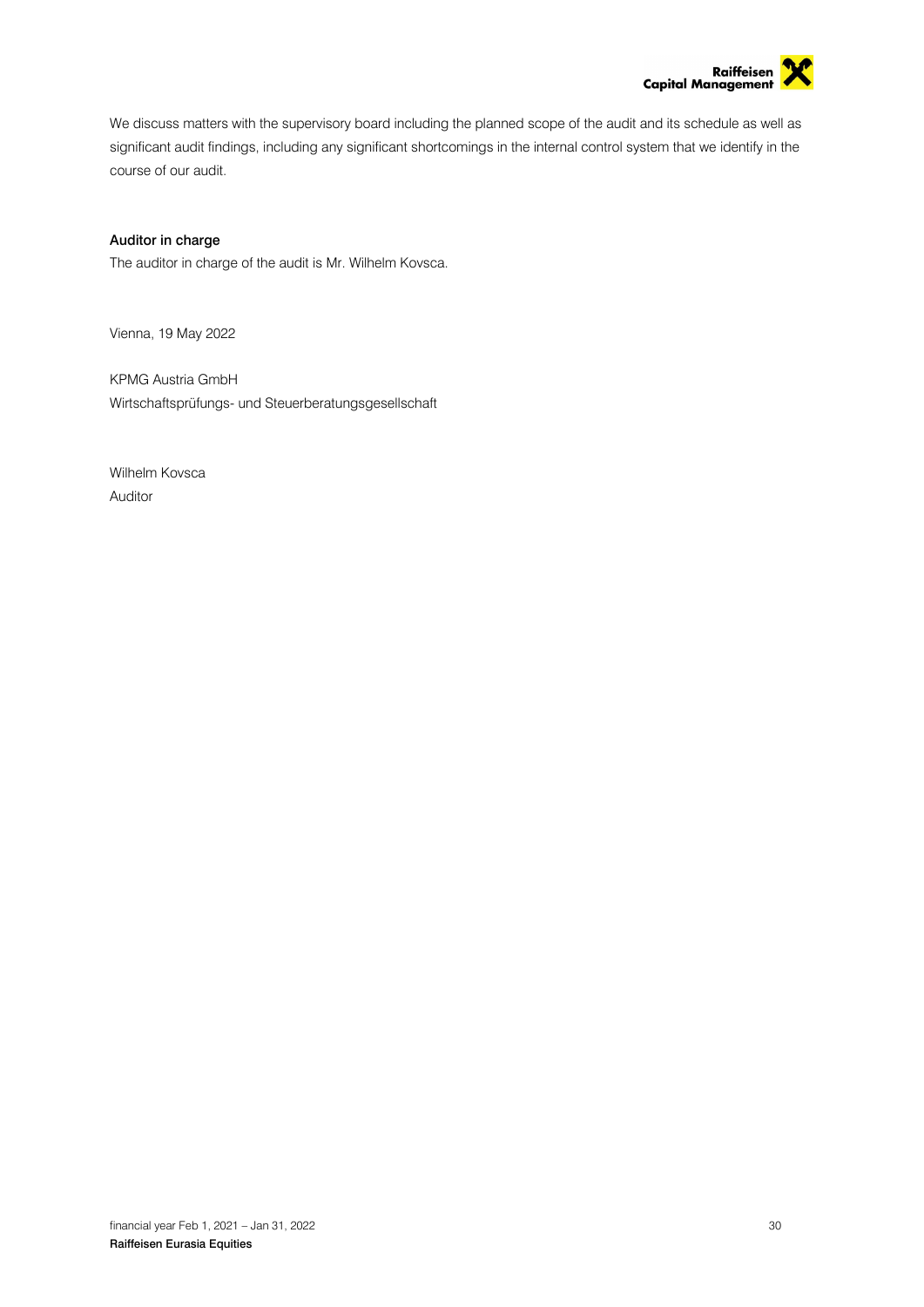We discuss matters with the supervisory board including the planned scope of the audit and its schedule as well as significant audit findings, including any significant shortcomings in the internal control system that we identify in the course of our audit.

**Auditor in charge**

The auditor in charge of the audit is Mr. Wilhelm Kovsca.

Vienna, 19 May 2022

KPMG Austria GmbH
Wirtschaftsprüfungs- und Steuerberatungsgesellschaft

Wilhelm Kovsca
Auditor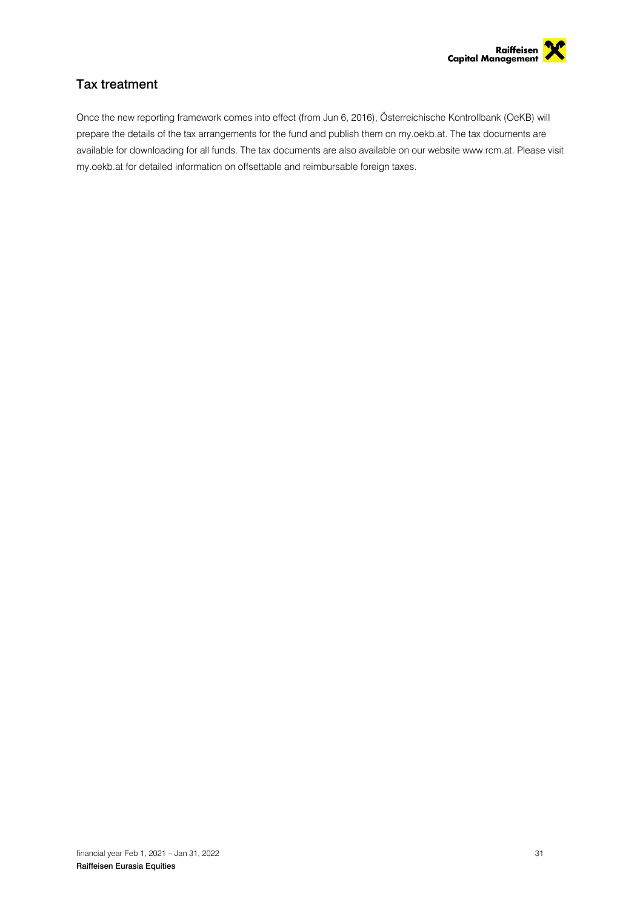## Tax treatment

Once the new reporting framework comes into effect (from Jun 6, 2016), Österreichische Kontrollbank (OeKB) will prepare the details of the tax arrangements for the fund and publish them on my.oekb.at. The tax documents are available for downloading for all funds. The tax documents are also available on our website www.rcm.at. Please visit my.oekb.at for detailed information on offsettable and reimbursable foreign taxes.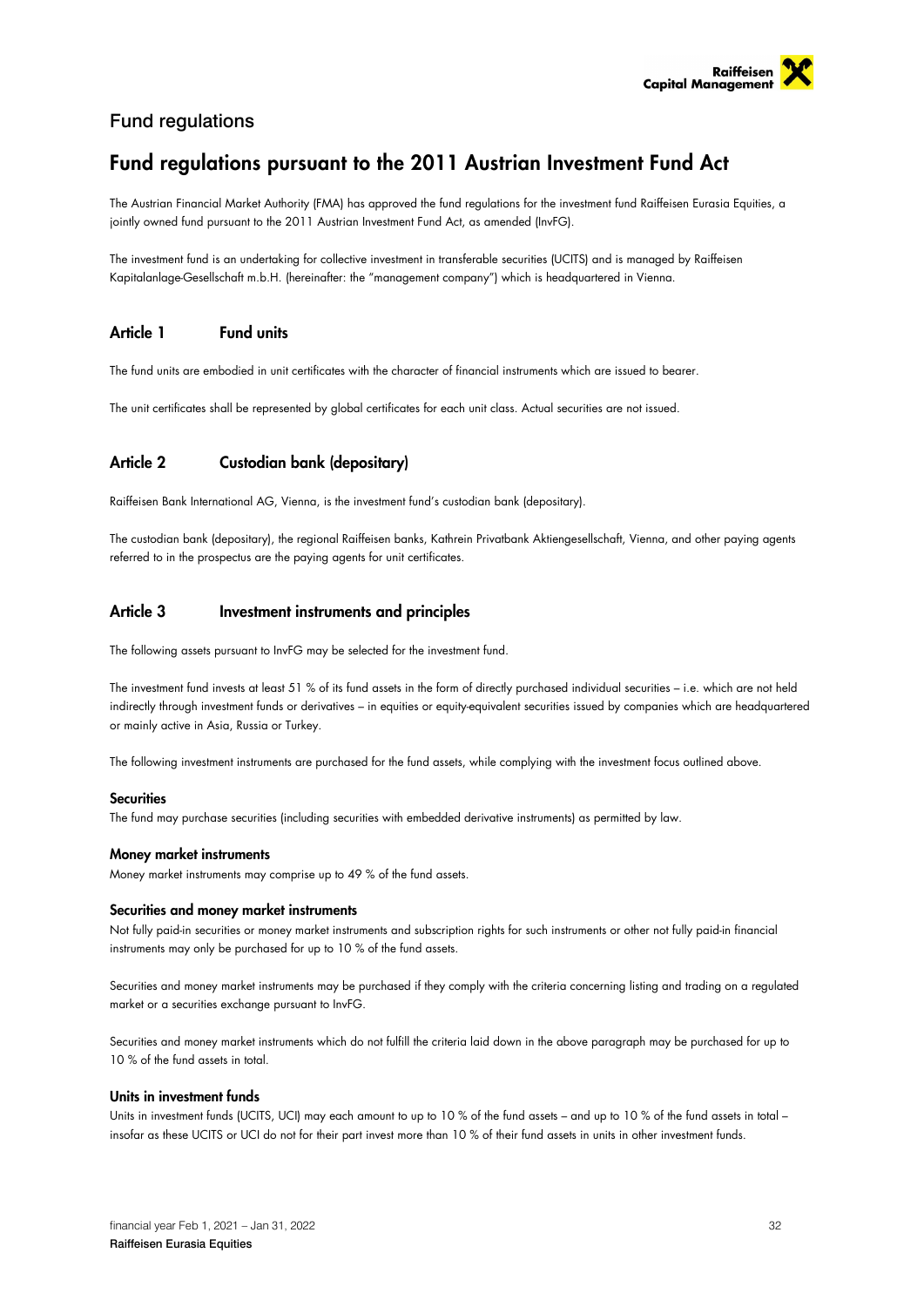## Fund regulations

# Fund regulations pursuant to the 2011 Austrian Investment Fund Act

The Austrian Financial Market Authority (FMA) has approved the fund regulations for the investment fund Raiffeisen Eurasia Equities, a jointly owned fund pursuant to the 2011 Austrian Investment Fund Act, as amended (InvFG).

The investment fund is an undertaking for collective investment in transferable securities (UCITS) and is managed by Raiffeisen Kapitalanlage-Gesellschaft m.b.H. (hereinafter: the "management company") which is headquartered in Vienna.

## Article 1 Fund units

The fund units are embodied in unit certificates with the character of financial instruments which are issued to bearer.

The unit certificates shall be represented by global certificates for each unit class. Actual securities are not issued.

## Article 2 Custodian bank (depositary)

Raiffeisen Bank International AG, Vienna, is the investment fund's custodian bank (depositary).

The custodian bank (depositary), the regional Raiffeisen banks, Kathrein Privatbank Aktiengesellschaft, Vienna, and other paying agents referred to in the prospectus are the paying agents for unit certificates.

## Article 3 Investment instruments and principles

The following assets pursuant to InvFG may be selected for the investment fund.

The investment fund invests at least 51 % of its fund assets in the form of directly purchased individual securities – i.e. which are not held indirectly through investment funds or derivatives – in equities or equity-equivalent securities issued by companies which are headquartered or mainly active in Asia, Russia or Turkey.

The following investment instruments are purchased for the fund assets, while complying with the investment focus outlined above.

#### Securities

The fund may purchase securities (including securities with embedded derivative instruments) as permitted by law.

#### Money market instruments

Money market instruments may comprise up to 49 % of the fund assets.

#### Securities and money market instruments

Not fully paid-in securities or money market instruments and subscription rights for such instruments or other not fully paid-in financial instruments may only be purchased for up to 10 % of the fund assets.

Securities and money market instruments may be purchased if they comply with the criteria concerning listing and trading on a regulated market or a securities exchange pursuant to InvFG.

Securities and money market instruments which do not fulfill the criteria laid down in the above paragraph may be purchased for up to 10 % of the fund assets in total.

#### Units in investment funds

Units in investment funds (UCITS, UCI) may each amount to up to 10 % of the fund assets – and up to 10 % of the fund assets in total – insofar as these UCITS or UCI do not for their part invest more than 10 % of their fund assets in units in other investment funds.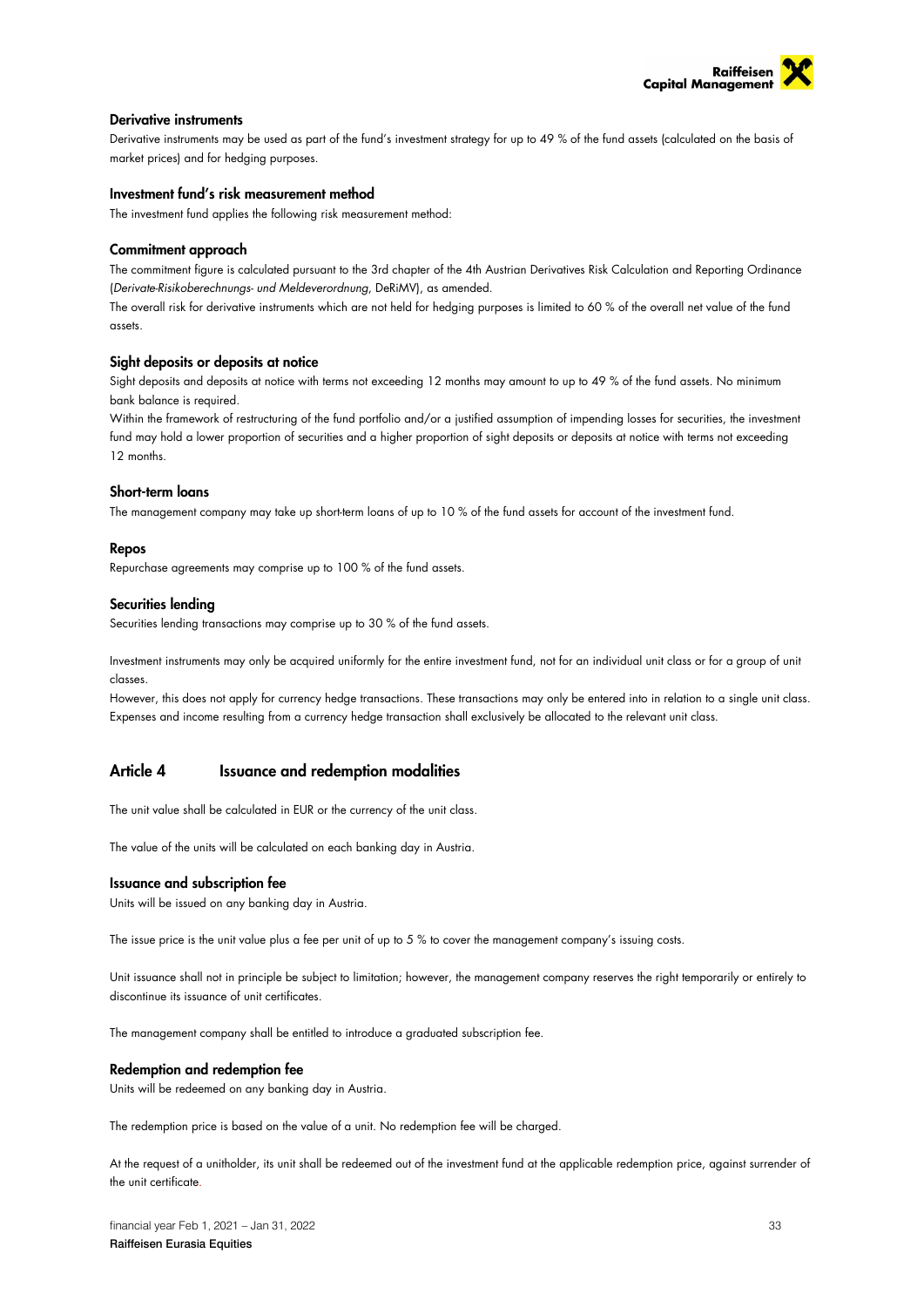### Derivative instruments

Derivative instruments may be used as part of the fund's investment strategy for up to 49 % of the fund assets (calculated on the basis of market prices) and for hedging purposes.

### Investment fund's risk measurement method

The investment fund applies the following risk measurement method:

### Commitment approach

The commitment figure is calculated pursuant to the 3rd chapter of the 4th Austrian Derivatives Risk Calculation and Reporting Ordinance (*Derivate-Risikoberechnungs- und Meldeverordnung*, DeRiMV), as amended.

The overall risk for derivative instruments which are not held for hedging purposes is limited to 60 % of the overall net value of the fund assets.

### Sight deposits or deposits at notice

Sight deposits and deposits at notice with terms not exceeding 12 months may amount to up to 49 % of the fund assets. No minimum bank balance is required.

Within the framework of restructuring of the fund portfolio and/or a justified assumption of impending losses for securities, the investment fund may hold a lower proportion of securities and a higher proportion of sight deposits or deposits at notice with terms not exceeding 12 months.

### Short-term loans

The management company may take up short-term loans of up to 10 % of the fund assets for account of the investment fund.

### Repos

Repurchase agreements may comprise up to 100 % of the fund assets.

### Securities lending

Securities lending transactions may comprise up to 30 % of the fund assets.

Investment instruments may only be acquired uniformly for the entire investment fund, not for an individual unit class or for a group of unit classes.

However, this does not apply for currency hedge transactions. These transactions may only be entered into in relation to a single unit class. Expenses and income resulting from a currency hedge transaction shall exclusively be allocated to the relevant unit class.

## Article 4 Issuance and redemption modalities

The unit value shall be calculated in EUR or the currency of the unit class.

The value of the units will be calculated on each banking day in Austria.

### Issuance and subscription fee

Units will be issued on any banking day in Austria.

The issue price is the unit value plus a fee per unit of up to 5 % to cover the management company's issuing costs.

Unit issuance shall not in principle be subject to limitation; however, the management company reserves the right temporarily or entirely to discontinue its issuance of unit certificates.

The management company shall be entitled to introduce a graduated subscription fee.

### Redemption and redemption fee

Units will be redeemed on any banking day in Austria.

The redemption price is based on the value of a unit. No redemption fee will be charged.

At the request of a unitholder, its unit shall be redeemed out of the investment fund at the applicable redemption price, against surrender of the unit certificate.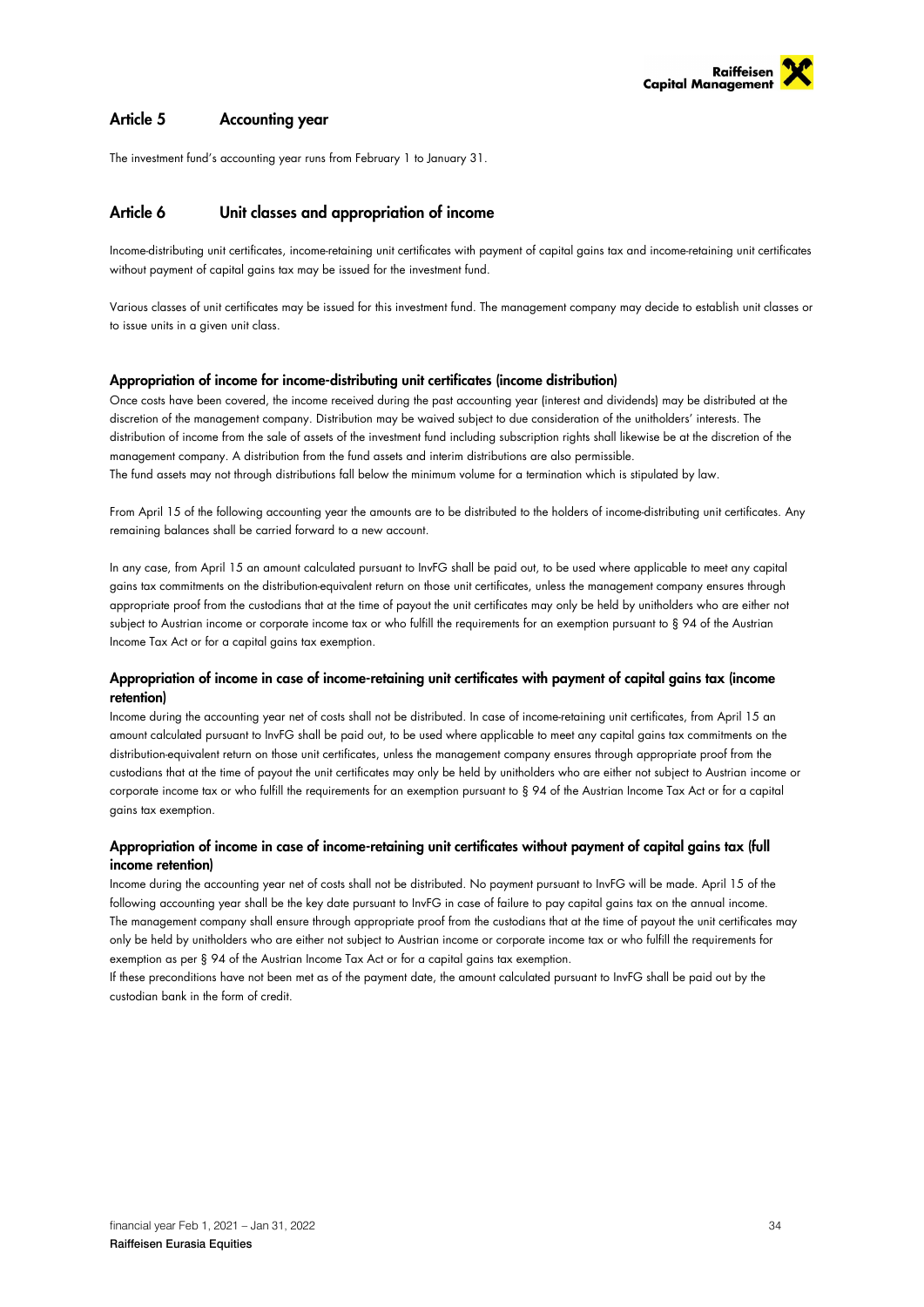## Article 5 Accounting year

The investment fund's accounting year runs from February 1 to January 31.

## Article 6 Unit classes and appropriation of income

Income-distributing unit certificates, income-retaining unit certificates with payment of capital gains tax and income-retaining unit certificates without payment of capital gains tax may be issued for the investment fund.

Various classes of unit certificates may be issued for this investment fund. The management company may decide to establish unit classes or to issue units in a given unit class.

### Appropriation of income for income-distributing unit certificates (income distribution)

Once costs have been covered, the income received during the past accounting year (interest and dividends) may be distributed at the discretion of the management company. Distribution may be waived subject to due consideration of the unitholders' interests. The distribution of income from the sale of assets of the investment fund including subscription rights shall likewise be at the discretion of the management company. A distribution from the fund assets and interim distributions are also permissible.
The fund assets may not through distributions fall below the minimum volume for a termination which is stipulated by law.

From April 15 of the following accounting year the amounts are to be distributed to the holders of income-distributing unit certificates. Any remaining balances shall be carried forward to a new account.

In any case, from April 15 an amount calculated pursuant to InvFG shall be paid out, to be used where applicable to meet any capital gains tax commitments on the distribution-equivalent return on those unit certificates, unless the management company ensures through appropriate proof from the custodians that at the time of payout the unit certificates may only be held by unitholders who are either not subject to Austrian income or corporate income tax or who fulfill the requirements for an exemption pursuant to § 94 of the Austrian Income Tax Act or for a capital gains tax exemption.

### Appropriation of income in case of income-retaining unit certificates with payment of capital gains tax (income retention)

Income during the accounting year net of costs shall not be distributed. In case of income-retaining unit certificates, from April 15 an amount calculated pursuant to InvFG shall be paid out, to be used where applicable to meet any capital gains tax commitments on the distribution-equivalent return on those unit certificates, unless the management company ensures through appropriate proof from the custodians that at the time of payout the unit certificates may only be held by unitholders who are either not subject to Austrian income or corporate income tax or who fulfill the requirements for an exemption pursuant to § 94 of the Austrian Income Tax Act or for a capital gains tax exemption.

### Appropriation of income in case of income-retaining unit certificates without payment of capital gains tax (full income retention)

Income during the accounting year net of costs shall not be distributed. No payment pursuant to InvFG will be made. April 15 of the following accounting year shall be the key date pursuant to InvFG in case of failure to pay capital gains tax on the annual income.
The management company shall ensure through appropriate proof from the custodians that at the time of payout the unit certificates may only be held by unitholders who are either not subject to Austrian income or corporate income tax or who fulfill the requirements for exemption as per § 94 of the Austrian Income Tax Act or for a capital gains tax exemption.
If these preconditions have not been met as of the payment date, the amount calculated pursuant to InvFG shall be paid out by the custodian bank in the form of credit.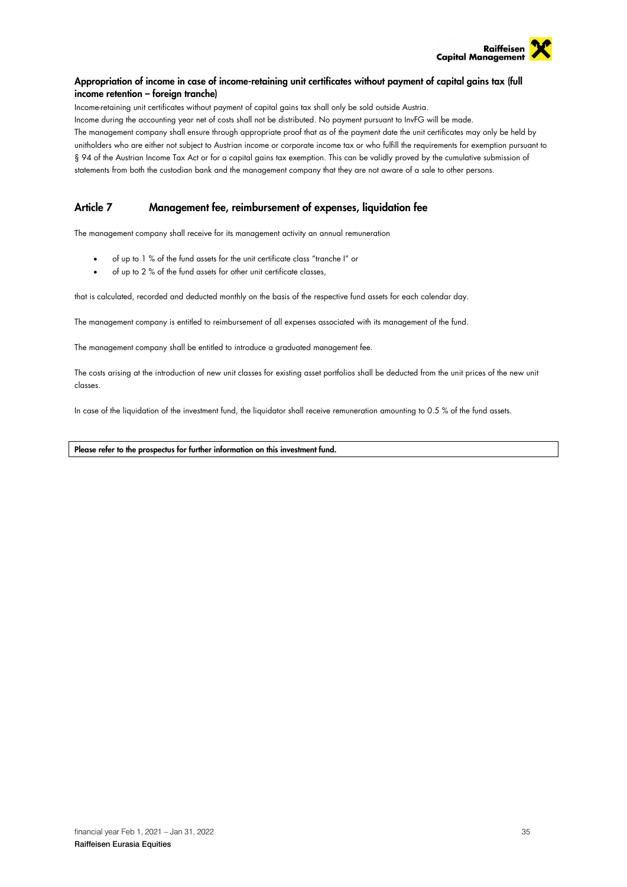### Appropriation of income in case of income-retaining unit certificates without payment of capital gains tax (full income retention – foreign tranche)

Income-retaining unit certificates without payment of capital gains tax shall only be sold outside Austria.

Income during the accounting year net of costs shall not be distributed. No payment pursuant to InvFG will be made.

The management company shall ensure through appropriate proof that as of the payment date the unit certificates may only be held by unitholders who are either not subject to Austrian income or corporate income tax or who fulfill the requirements for exemption pursuant to § 94 of the Austrian Income Tax Act or for a capital gains tax exemption. This can be validly proved by the cumulative submission of statements from both the custodian bank and the management company that they are not aware of a sale to other persons.

## Article 7 Management fee, reimbursement of expenses, liquidation fee

The management company shall receive for its management activity an annual remuneration

- of up to 1 % of the fund assets for the unit certificate class "tranche I" or
- of up to 2 % of the fund assets for other unit certificate classes,

that is calculated, recorded and deducted monthly on the basis of the respective fund assets for each calendar day.

The management company is entitled to reimbursement of all expenses associated with its management of the fund.

The management company shall be entitled to introduce a graduated management fee.

The costs arising at the introduction of new unit classes for existing asset portfolios shall be deducted from the unit prices of the new unit classes.

In case of the liquidation of the investment fund, the liquidator shall receive remuneration amounting to 0.5 % of the fund assets.

**Please refer to the prospectus for further information on this investment fund.**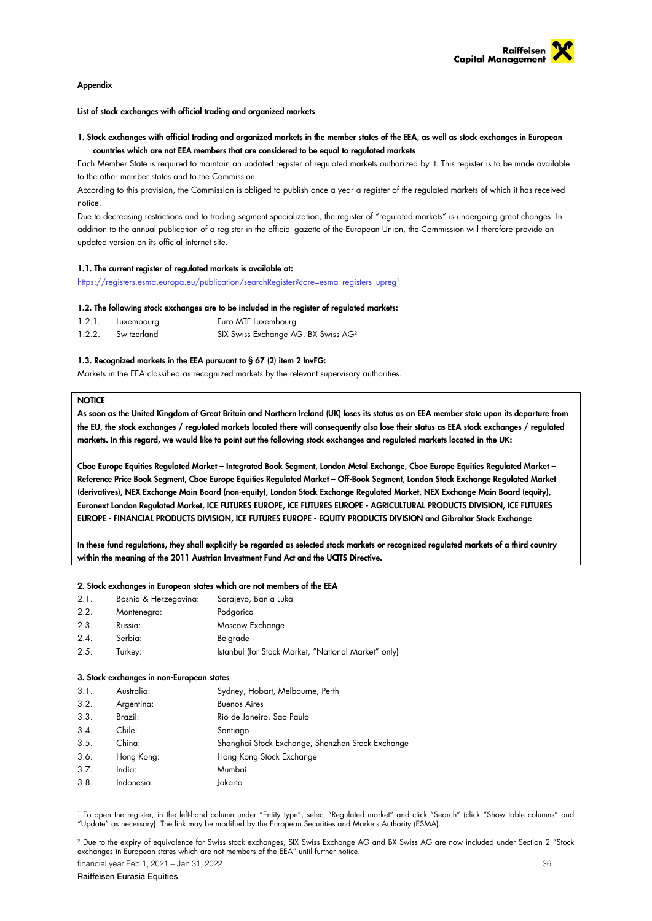**Appendix**

**List of stock exchanges with official trading and organized markets**

**1. Stock exchanges with official trading and organized markets in the member states of the EEA, as well as stock exchanges in European countries which are not EEA members that are considered to be equal to regulated markets**

Each Member State is required to maintain an updated register of regulated markets authorized by it. This register is to be made available to the other member states and to the Commission.

According to this provision, the Commission is obliged to publish once a year a register of the regulated markets of which it has received notice.

Due to decreasing restrictions and to trading segment specialization, the register of "regulated markets" is undergoing great changes. In addition to the annual publication of a register in the official gazette of the European Union, the Commission will therefore provide an updated version on its official internet site.

**1.1. The current register of regulated markets is available at:**

https://registers.esma.europa.eu/publication/searchRegister?core=esma_registers_upreg[1]

**1.2. The following stock exchanges are to be included in the register of regulated markets:**

| | | |
|---|---|---|
| 1.2.1. | Luxembourg | Euro MTF Luxembourg |
| 1.2.2. | Switzerland | SIX Swiss Exchange AG, BX Swiss AG[2] |

**1.3. Recognized markets in the EEA pursuant to § 67 (2) item 2 InvFG:**

Markets in the EEA classified as recognized markets by the relevant supervisory authorities.

**NOTICE**

**As soon as the United Kingdom of Great Britain and Northern Ireland (UK) loses its status as an EEA member state upon its departure from the EU, the stock exchanges / regulated markets located there will consequently also lose their status as EEA stock exchanges / regulated markets. In this regard, we would like to point out the following stock exchanges and regulated markets located in the UK:**

**Cboe Europe Equities Regulated Market – Integrated Book Segment, London Metal Exchange, Cboe Europe Equities Regulated Market – Reference Price Book Segment, Cboe Europe Equities Regulated Market – Off-Book Segment, London Stock Exchange Regulated Market (derivatives), NEX Exchange Main Board (non-equity), London Stock Exchange Regulated Market, NEX Exchange Main Board (equity), Euronext London Regulated Market, ICE FUTURES EUROPE, ICE FUTURES EUROPE - AGRICULTURAL PRODUCTS DIVISION, ICE FUTURES EUROPE - FINANCIAL PRODUCTS DIVISION, ICE FUTURES EUROPE - EQUITY PRODUCTS DIVISION and Gibraltar Stock Exchange**

**In these fund regulations, they shall explicitly be regarded as selected stock markets or recognized regulated markets of a third country within the meaning of the 2011 Austrian Investment Fund Act and the UCITS Directive.**

**2. Stock exchanges in European states which are not members of the EEA**

| | | |
|---|---|---|
| 2.1. | Bosnia & Herzegovina: | Sarajevo, Banja Luka |
| 2.2. | Montenegro: | Podgorica |
| 2.3. | Russia: | Moscow Exchange |
| 2.4. | Serbia: | Belgrade |
| 2.5. | Turkey: | Istanbul (for Stock Market, "National Market" only) |

**3. Stock exchanges in non-European states**

| | | |
|---|---|---|
| 3.1. | Australia: | Sydney, Hobart, Melbourne, Perth |
| 3.2. | Argentina: | Buenos Aires |
| 3.3. | Brazil: | Rio de Janeiro, Sao Paulo |
| 3.4. | Chile: | Santiago |
| 3.5. | China: | Shanghai Stock Exchange, Shenzhen Stock Exchange |
| 3.6. | Hong Kong: | Hong Kong Stock Exchange |
| 3.7. | India: | Mumbai |
| 3.8. | Indonesia: | Jakarta |

[1] To open the register, in the left-hand column under "Entity type", select "Regulated market" and click "Search" (click "Show table columns" and "Update" as necessary). The link may be modified by the European Securities and Markets Authority (ESMA).

[2] Due to the expiry of equivalence for Swiss stock exchanges, SIX Swiss Exchange AG and BX Swiss AG are now included under Section 2 "Stock exchanges in European states which are not members of the EEA" until further notice.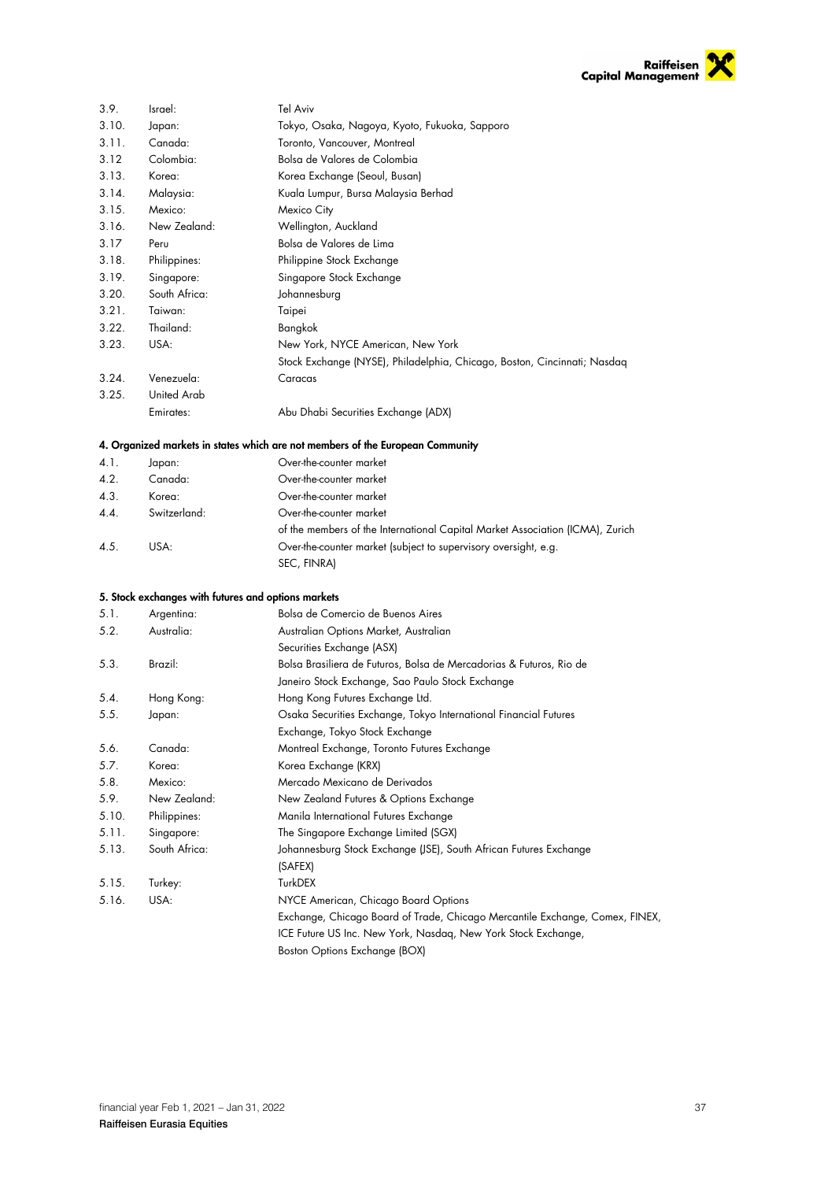| | | |
|---|---|---|
| 3.9. | Israel: | Tel Aviv |
| 3.10. | Japan: | Tokyo, Osaka, Nagoya, Kyoto, Fukuoka, Sapporo |
| 3.11. | Canada: | Toronto, Vancouver, Montreal |
| 3.12 | Colombia: | Bolsa de Valores de Colombia |
| 3.13. | Korea: | Korea Exchange (Seoul, Busan) |
| 3.14. | Malaysia: | Kuala Lumpur, Bursa Malaysia Berhad |
| 3.15. | Mexico: | Mexico City |
| 3.16. | New Zealand: | Wellington, Auckland |
| 3.17 | Peru | Bolsa de Valores de Lima |
| 3.18. | Philippines: | Philippine Stock Exchange |
| 3.19. | Singapore: | Singapore Stock Exchange |
| 3.20. | South Africa: | Johannesburg |
| 3.21. | Taiwan: | Taipei |
| 3.22. | Thailand: | Bangkok |
| 3.23. | USA: | New York, NYCE American, New York Stock Exchange (NYSE), Philadelphia, Chicago, Boston, Cincinnati; Nasdaq |
| 3.24. | Venezuela: | Caracas |
| 3.25. | United Arab Emirates: | Abu Dhabi Securities Exchange (ADX) |

#### 4. Organized markets in states which are not members of the European Community

| | | |
|---|---|---|
| 4.1. | Japan: | Over-the-counter market |
| 4.2. | Canada: | Over-the-counter market |
| 4.3. | Korea: | Over-the-counter market |
| 4.4. | Switzerland: | Over-the-counter market of the members of the International Capital Market Association (ICMA), Zurich |
| 4.5. | USA: | Over-the-counter market (subject to supervisory oversight, e.g. SEC, FINRA) |

#### 5. Stock exchanges with futures and options markets

| | | |
|---|---|---|
| 5.1. | Argentina: | Bolsa de Comercio de Buenos Aires |
| 5.2. | Australia: | Australian Options Market, Australian Securities Exchange (ASX) |
| 5.3. | Brazil: | Bolsa Brasiliera de Futuros, Bolsa de Mercadorias & Futuros, Rio de Janeiro Stock Exchange, Sao Paulo Stock Exchange |
| 5.4. | Hong Kong: | Hong Kong Futures Exchange Ltd. |
| 5.5. | Japan: | Osaka Securities Exchange, Tokyo International Financial Futures Exchange, Tokyo Stock Exchange |
| 5.6. | Canada: | Montreal Exchange, Toronto Futures Exchange |
| 5.7. | Korea: | Korea Exchange (KRX) |
| 5.8. | Mexico: | Mercado Mexicano de Derivados |
| 5.9. | New Zealand: | New Zealand Futures & Options Exchange |
| 5.10. | Philippines: | Manila International Futures Exchange |
| 5.11. | Singapore: | The Singapore Exchange Limited (SGX) |
| 5.13. | South Africa: | Johannesburg Stock Exchange (JSE), South African Futures Exchange (SAFEX) |
| 5.15. | Turkey: | TurkDEX |
| 5.16. | USA: | NYCE American, Chicago Board Options Exchange, Chicago Board of Trade, Chicago Mercantile Exchange, Comex, FINEX, ICE Future US Inc. New York, Nasdaq, New York Stock Exchange, Boston Options Exchange (BOX) |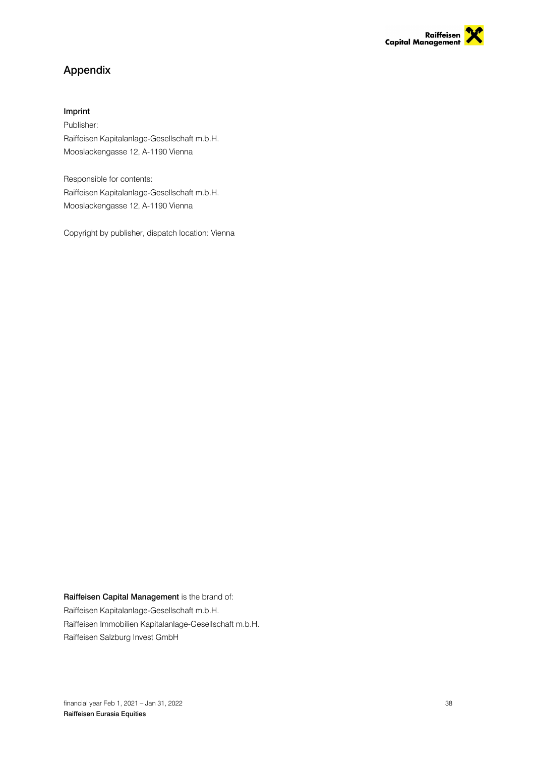## Appendix

**Imprint**

Publisher:
Raiffeisen Kapitalanlage-Gesellschaft m.b.H.
Mooslackengasse 12, A-1190 Vienna

Responsible for contents:
Raiffeisen Kapitalanlage-Gesellschaft m.b.H.
Mooslackengasse 12, A-1190 Vienna

Copyright by publisher, dispatch location: Vienna

**Raiffeisen Capital Management** is the brand of:
Raiffeisen Kapitalanlage-Gesellschaft m.b.H.
Raiffeisen Immobilien Kapitalanlage-Gesellschaft m.b.H.
Raiffeisen Salzburg Invest GmbH